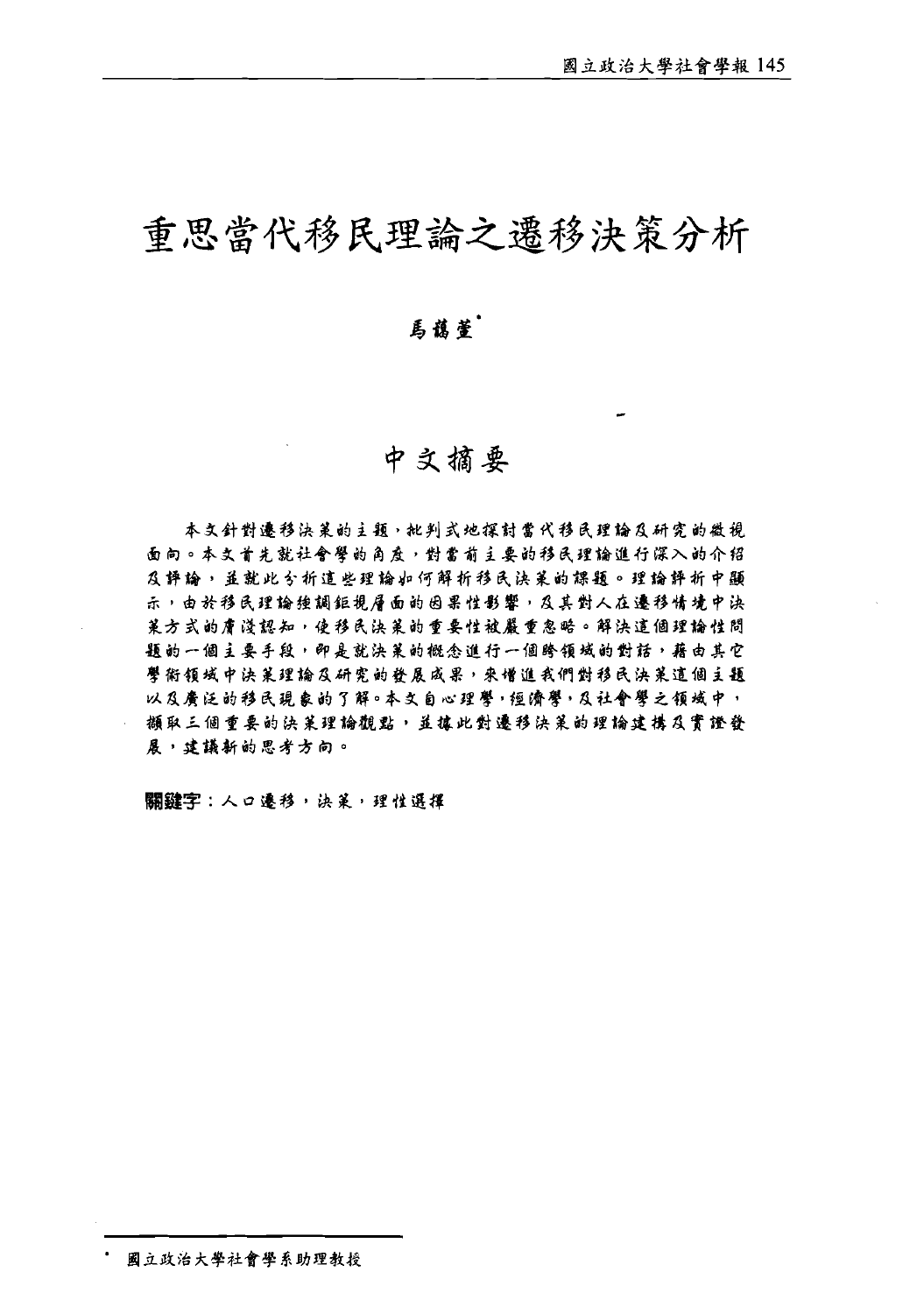# 重思當代移民理論之遷移決策分析

馬藹萱[*]

## 中文摘要

本文針對遷移決策的主題，批判式地探討當代移民理論及研究的微視面向。本文首先就社會學的角度，對當前主要的移民理論進行深入的介紹及評論，並就此分析這些理論如何解析移民決策的課題。理論評析中顯示，由於移民理論強調鉅視層面的因果性影響，及其對人在遷移情境中決策方式的膚淺認知，使移民決策的重要性被嚴重忽略。解決這個理論性問題的一個主要手段，即是就決策的概念進行一個跨領域的對話，藉由其它學術領域中決策理論及研究的發展成果，來增進我們對移民決策這個主題以及廣泛的移民現象的了解。本文自心理學，經濟學，及社會學之領域中，擷取三個重要的決策理論觀點，並據此對遷移決策的理論建構及實證發展，建議新的思考方向。

**關鍵字**：人口遷移，決策，理性選擇

---

[*] 國立政治大學社會學系助理教授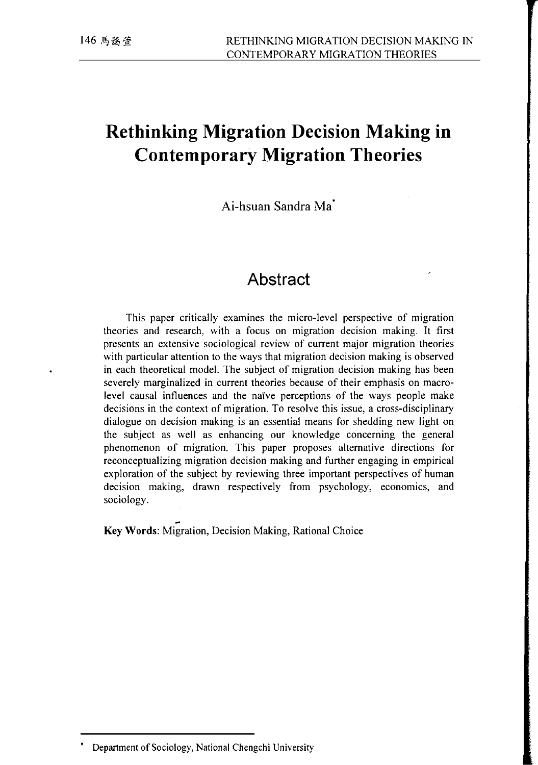# Rethinking Migration Decision Making in Contemporary Migration Theories

Ai-hsuan Sandra Ma*

## Abstract

This paper critically examines the micro-level perspective of migration theories and research, with a focus on migration decision making. It first presents an extensive sociological review of current major migration theories with particular attention to the ways that migration decision making is observed in each theoretical model. The subject of migration decision making has been severely marginalized in current theories because of their emphasis on macro-level causal influences and the naïve perceptions of the ways people make decisions in the context of migration. To resolve this issue, a cross-disciplinary dialogue on decision making is an essential means for shedding new light on the subject as well as enhancing our knowledge concerning the general phenomenon of migration. This paper proposes alternative directions for reconceptualizing migration decision making and further engaging in empirical exploration of the subject by reviewing three important perspectives of human decision making, drawn respectively from psychology, economics, and sociology.

**Key Words**: Migration, Decision Making, Rational Choice

---

* Department of Sociology, National Chengchi University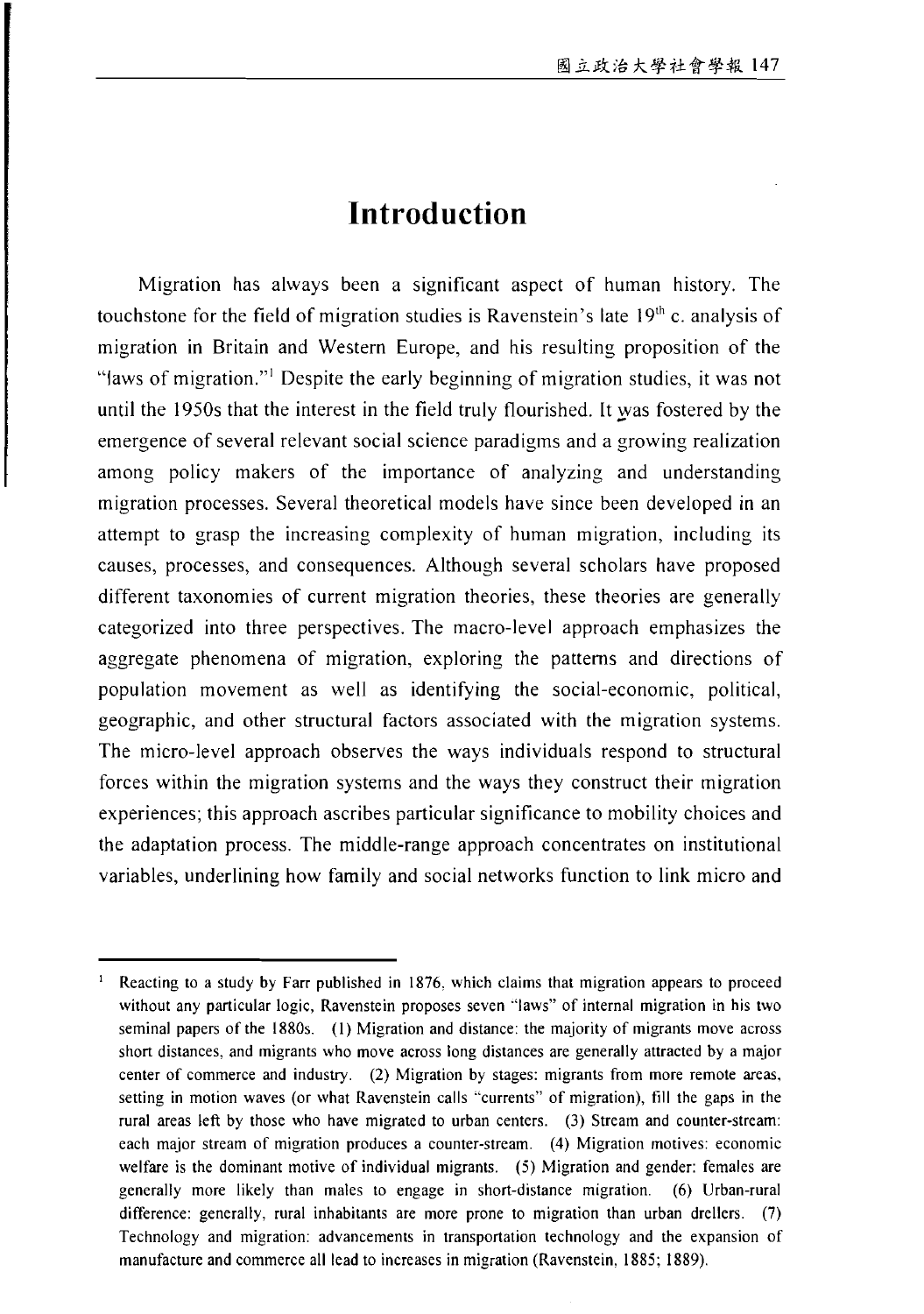# Introduction

Migration has always been a significant aspect of human history. The touchstone for the field of migration studies is Ravenstein's late 19th c. analysis of migration in Britain and Western Europe, and his resulting proposition of the "laws of migration."[1] Despite the early beginning of migration studies, it was not until the 1950s that the interest in the field truly flourished. It was fostered by the emergence of several relevant social science paradigms and a growing realization among policy makers of the importance of analyzing and understanding migration processes. Several theoretical models have since been developed in an attempt to grasp the increasing complexity of human migration, including its causes, processes, and consequences. Although several scholars have proposed different taxonomies of current migration theories, these theories are generally categorized into three perspectives. The macro-level approach emphasizes the aggregate phenomena of migration, exploring the patterns and directions of population movement as well as identifying the social-economic, political, geographic, and other structural factors associated with the migration systems. The micro-level approach observes the ways individuals respond to structural forces within the migration systems and the ways they construct their migration experiences; this approach ascribes particular significance to mobility choices and the adaptation process. The middle-range approach concentrates on institutional variables, underlining how family and social networks function to link micro and

---

[1] Reacting to a study by Farr published in 1876, which claims that migration appears to proceed without any particular logic, Ravenstein proposes seven "laws" of internal migration in his two seminal papers of the 1880s. (1) Migration and distance: the majority of migrants move across short distances, and migrants who move across long distances are generally attracted by a major center of commerce and industry. (2) Migration by stages: migrants from more remote areas, setting in motion waves (or what Ravenstein calls "currents" of migration), fill the gaps in the rural areas left by those who have migrated to urban centers. (3) Stream and counter-stream: each major stream of migration produces a counter-stream. (4) Migration motives: economic welfare is the dominant motive of individual migrants. (5) Migration and gender: females are generally more likely than males to engage in short-distance migration. (6) Urban-rural difference: generally, rural inhabitants are more prone to migration than urban drellers. (7) Technology and migration: advancements in transportation technology and the expansion of manufacture and commerce all lead to increases in migration (Ravenstein, 1885; 1889).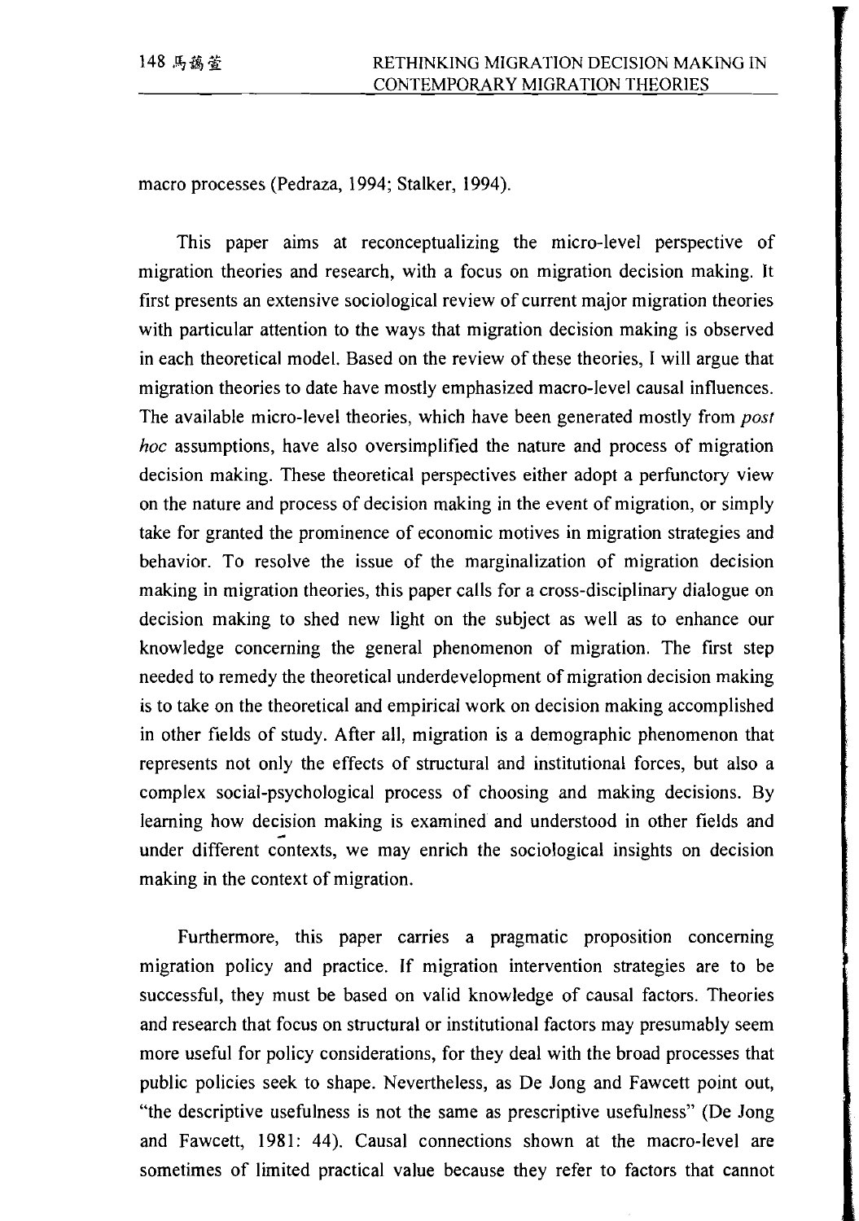macro processes (Pedraza, 1994; Stalker, 1994).

This paper aims at reconceptualizing the micro-level perspective of migration theories and research, with a focus on migration decision making. It first presents an extensive sociological review of current major migration theories with particular attention to the ways that migration decision making is observed in each theoretical model. Based on the review of these theories, I will argue that migration theories to date have mostly emphasized macro-level causal influences. The available micro-level theories, which have been generated mostly from *post hoc* assumptions, have also oversimplified the nature and process of migration decision making. These theoretical perspectives either adopt a perfunctory view on the nature and process of decision making in the event of migration, or simply take for granted the prominence of economic motives in migration strategies and behavior. To resolve the issue of the marginalization of migration decision making in migration theories, this paper calls for a cross-disciplinary dialogue on decision making to shed new light on the subject as well as to enhance our knowledge concerning the general phenomenon of migration. The first step needed to remedy the theoretical underdevelopment of migration decision making is to take on the theoretical and empirical work on decision making accomplished in other fields of study. After all, migration is a demographic phenomenon that represents not only the effects of structural and institutional forces, but also a complex social-psychological process of choosing and making decisions. By learning how decision making is examined and understood in other fields and under different contexts, we may enrich the sociological insights on decision making in the context of migration.

Furthermore, this paper carries a pragmatic proposition concerning migration policy and practice. If migration intervention strategies are to be successful, they must be based on valid knowledge of causal factors. Theories and research that focus on structural or institutional factors may presumably seem more useful for policy considerations, for they deal with the broad processes that public policies seek to shape. Nevertheless, as De Jong and Fawcett point out, "the descriptive usefulness is not the same as prescriptive usefulness" (De Jong and Fawcett, 1981: 44). Causal connections shown at the macro-level are sometimes of limited practical value because they refer to factors that cannot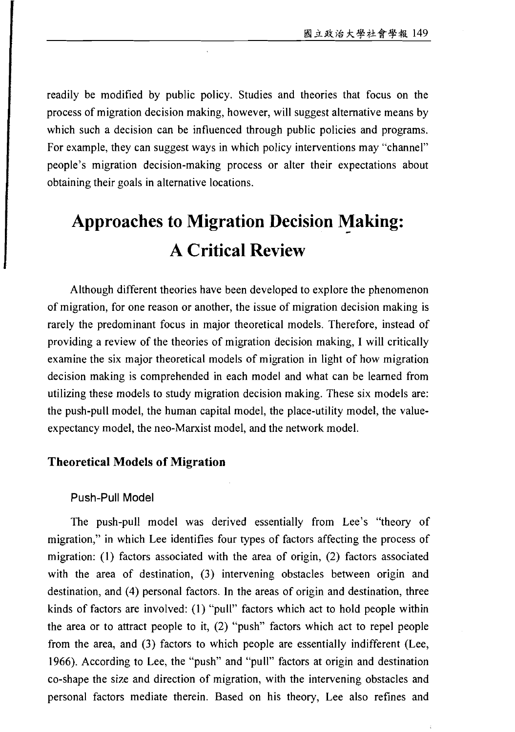readily be modified by public policy. Studies and theories that focus on the process of migration decision making, however, will suggest alternative means by which such a decision can be influenced through public policies and programs. For example, they can suggest ways in which policy interventions may "channel" people's migration decision-making process or alter their expectations about obtaining their goals in alternative locations.

# Approaches to Migration Decision Making: A Critical Review

Although different theories have been developed to explore the phenomenon of migration, for one reason or another, the issue of migration decision making is rarely the predominant focus in major theoretical models. Therefore, instead of providing a review of the theories of migration decision making, I will critically examine the six major theoretical models of migration in light of how migration decision making is comprehended in each model and what can be learned from utilizing these models to study migration decision making. These six models are: the push-pull model, the human capital model, the place-utility model, the value-expectancy model, the neo-Marxist model, and the network model.

## Theoretical Models of Migration

### Push-Pull Model

The push-pull model was derived essentially from Lee's "theory of migration," in which Lee identifies four types of factors affecting the process of migration: (1) factors associated with the area of origin, (2) factors associated with the area of destination, (3) intervening obstacles between origin and destination, and (4) personal factors. In the areas of origin and destination, three kinds of factors are involved: (1) "pull" factors which act to hold people within the area or to attract people to it, (2) "push" factors which act to repel people from the area, and (3) factors to which people are essentially indifferent (Lee, 1966). According to Lee, the "push" and "pull" factors at origin and destination co-shape the size and direction of migration, with the intervening obstacles and personal factors mediate therein. Based on his theory, Lee also refines and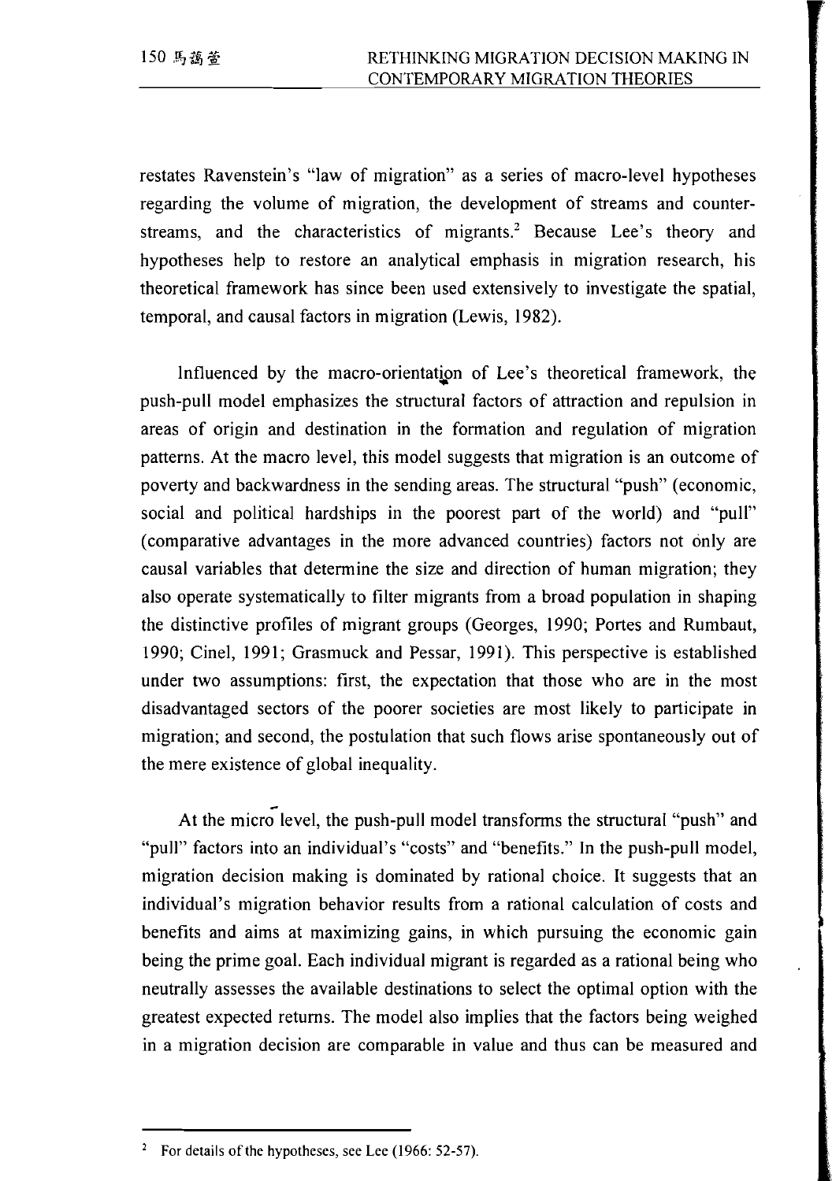restates Ravenstein's "law of migration" as a series of macro-level hypotheses regarding the volume of migration, the development of streams and counter-streams, and the characteristics of migrants.[2] Because Lee's theory and hypotheses help to restore an analytical emphasis in migration research, his theoretical framework has since been used extensively to investigate the spatial, temporal, and causal factors in migration (Lewis, 1982).

Influenced by the macro-orientation of Lee's theoretical framework, the push-pull model emphasizes the structural factors of attraction and repulsion in areas of origin and destination in the formation and regulation of migration patterns. At the macro level, this model suggests that migration is an outcome of poverty and backwardness in the sending areas. The structural "push" (economic, social and political hardships in the poorest part of the world) and "pull" (comparative advantages in the more advanced countries) factors not only are causal variables that determine the size and direction of human migration; they also operate systematically to filter migrants from a broad population in shaping the distinctive profiles of migrant groups (Georges, 1990; Portes and Rumbaut, 1990; Cinel, 1991; Grasmuck and Pessar, 1991). This perspective is established under two assumptions: first, the expectation that those who are in the most disadvantaged sectors of the poorer societies are most likely to participate in migration; and second, the postulation that such flows arise spontaneously out of the mere existence of global inequality.

At the micro level, the push-pull model transforms the structural "push" and "pull" factors into an individual's "costs" and "benefits." In the push-pull model, migration decision making is dominated by rational choice. It suggests that an individual's migration behavior results from a rational calculation of costs and benefits and aims at maximizing gains, in which pursuing the economic gain being the prime goal. Each individual migrant is regarded as a rational being who neutrally assesses the available destinations to select the optimal option with the greatest expected returns. The model also implies that the factors being weighed in a migration decision are comparable in value and thus can be measured and

[2] For details of the hypotheses, see Lee (1966: 52-57).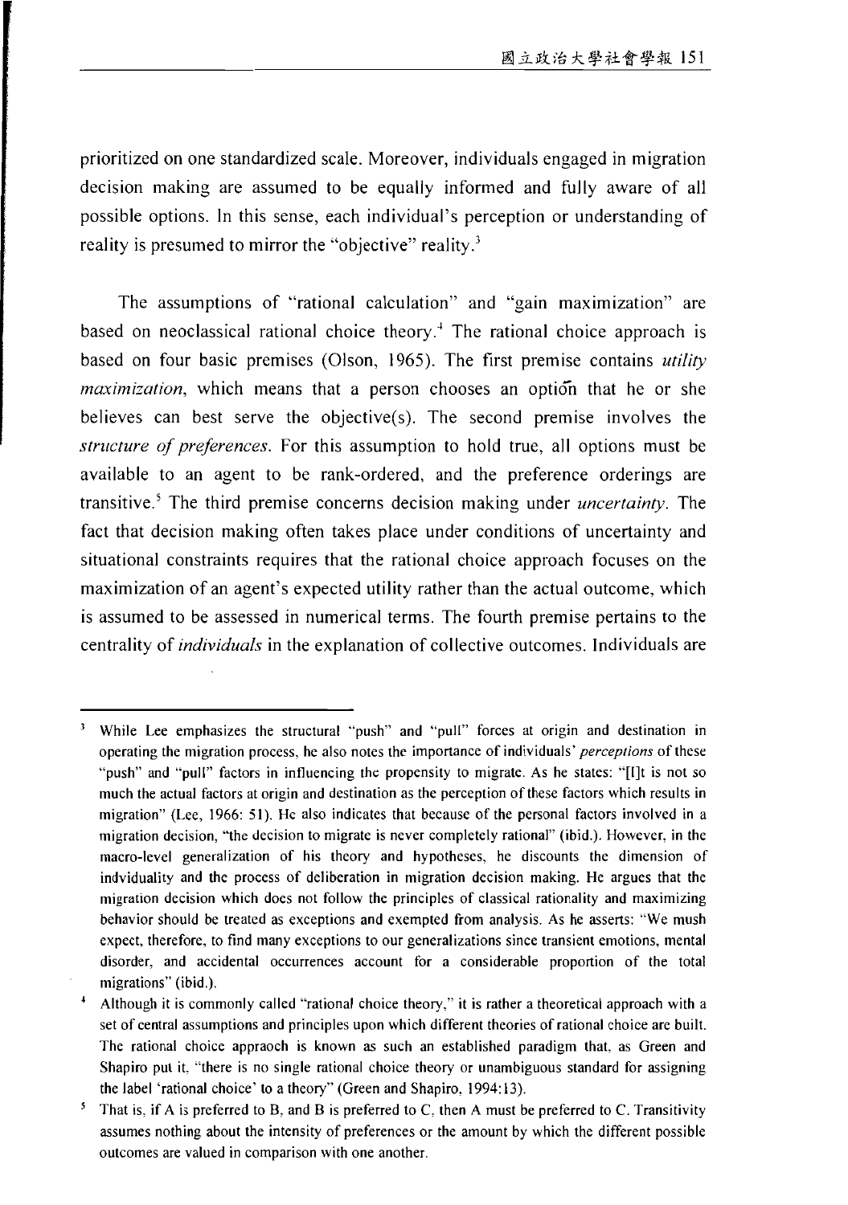prioritized on one standardized scale. Moreover, individuals engaged in migration decision making are assumed to be equally informed and fully aware of all possible options. In this sense, each individual's perception or understanding of reality is presumed to mirror the "objective" reality.[3]

The assumptions of "rational calculation" and "gain maximization" are based on neoclassical rational choice theory.[4] The rational choice approach is based on four basic premises (Olson, 1965). The first premise contains *utility maximization*, which means that a person chooses an option that he or she believes can best serve the objective(s). The second premise involves the *structure of preferences*. For this assumption to hold true, all options must be available to an agent to be rank-ordered, and the preference orderings are transitive.[5] The third premise concerns decision making under *uncertainty*. The fact that decision making often takes place under conditions of uncertainty and situational constraints requires that the rational choice approach focuses on the maximization of an agent's expected utility rather than the actual outcome, which is assumed to be assessed in numerical terms. The fourth premise pertains to the centrality of *individuals* in the explanation of collective outcomes. Individuals are

---

[3] While Lee emphasizes the structural "push" and "pull" forces at origin and destination in operating the migration process, he also notes the importance of individuals' *perceptions* of these "push" and "pull" factors in influencing the propensity to migrate. As he states: "[I]t is not so much the actual factors at origin and destination as the perception of these factors which results in migration" (Lee, 1966: 51). He also indicates that because of the personal factors involved in a migration decision, "the decision to migrate is never completely rational" (ibid.). However, in the macro-level generalization of his theory and hypotheses, he discounts the dimension of indviduality and the process of deliberation in migration decision making. He argues that the migration decision which does not follow the principles of classical rationality and maximizing behavior should be treated as exceptions and exempted from analysis. As he asserts: "We mush expect, therefore, to find many exceptions to our generalizations since transient emotions, mental disorder, and accidental occurrences account for a considerable proportion of the total migrations" (ibid.).

[4] Although it is commonly called "rational choice theory," it is rather a theoretical approach with a set of central assumptions and principles upon which different theories of rational choice are built. The rational choice appraoch is known as such an established paradigm that, as Green and Shapiro put it, "there is no single rational choice theory or unambiguous standard for assigning the label 'rational choice' to a theory" (Green and Shapiro, 1994:13).

[5] That is, if A is preferred to B, and B is preferred to C, then A must be preferred to C. Transitivity assumes nothing about the intensity of preferences or the amount by which the different possible outcomes are valued in comparison with one another.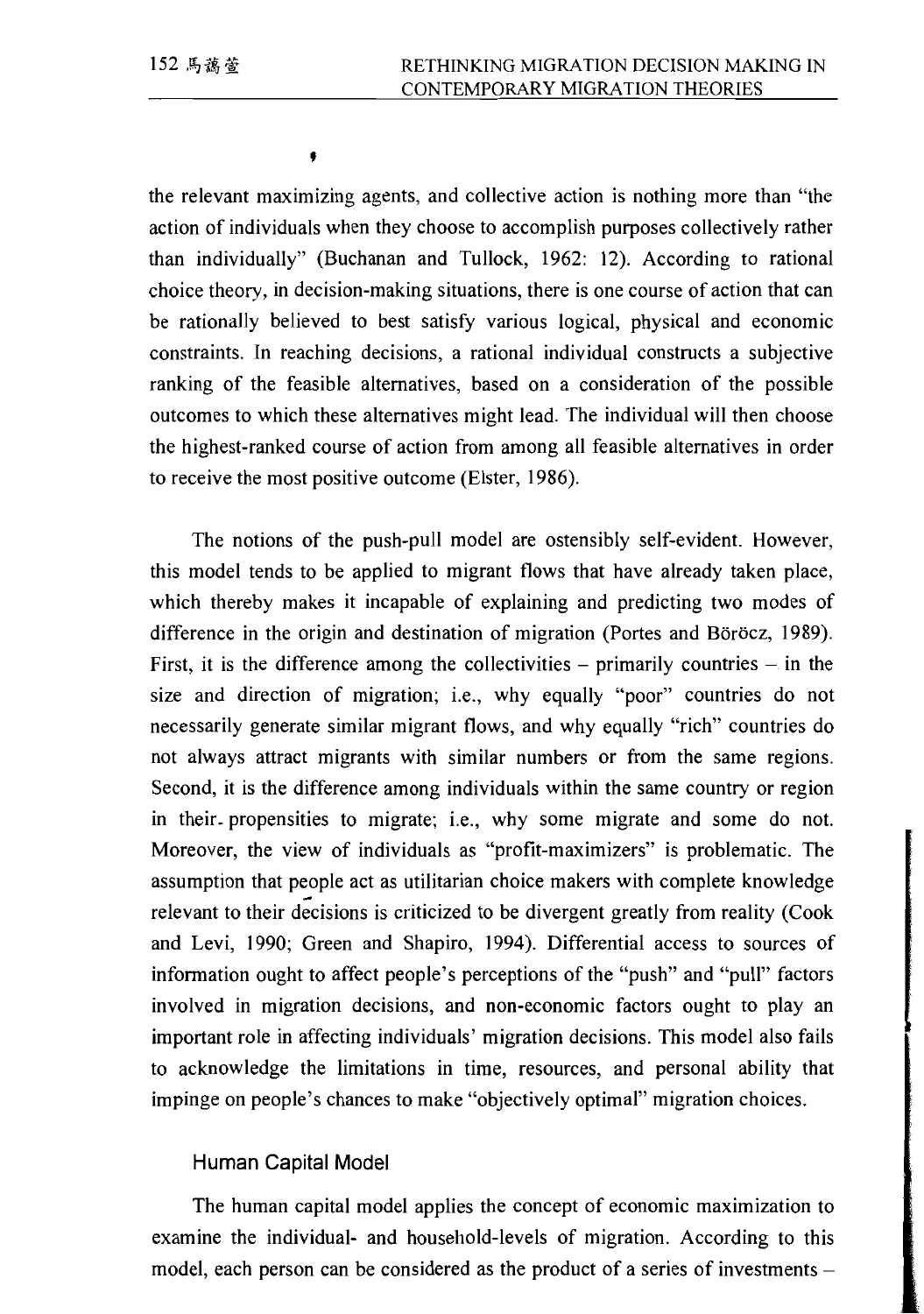the relevant maximizing agents, and collective action is nothing more than "the action of individuals when they choose to accomplish purposes collectively rather than individually" (Buchanan and Tullock, 1962: 12). According to rational choice theory, in decision-making situations, there is one course of action that can be rationally believed to best satisfy various logical, physical and economic constraints. In reaching decisions, a rational individual constructs a subjective ranking of the feasible alternatives, based on a consideration of the possible outcomes to which these alternatives might lead. The individual will then choose the highest-ranked course of action from among all feasible alternatives in order to receive the most positive outcome (Elster, 1986).

The notions of the push-pull model are ostensibly self-evident. However, this model tends to be applied to migrant flows that have already taken place, which thereby makes it incapable of explaining and predicting two modes of difference in the origin and destination of migration (Portes and Böröcz, 1989). First, it is the difference among the collectivities – primarily countries – in the size and direction of migration; i.e., why equally "poor" countries do not necessarily generate similar migrant flows, and why equally "rich" countries do not always attract migrants with similar numbers or from the same regions. Second, it is the difference among individuals within the same country or region in their propensities to migrate; i.e., why some migrate and some do not. Moreover, the view of individuals as "profit-maximizers" is problematic. The assumption that people act as utilitarian choice makers with complete knowledge relevant to their decisions is criticized to be divergent greatly from reality (Cook and Levi, 1990; Green and Shapiro, 1994). Differential access to sources of information ought to affect people's perceptions of the "push" and "pull" factors involved in migration decisions, and non-economic factors ought to play an important role in affecting individuals' migration decisions. This model also fails to acknowledge the limitations in time, resources, and personal ability that impinge on people's chances to make "objectively optimal" migration choices.

### Human Capital Model

The human capital model applies the concept of economic maximization to examine the individual- and household-levels of migration. According to this model, each person can be considered as the product of a series of investments –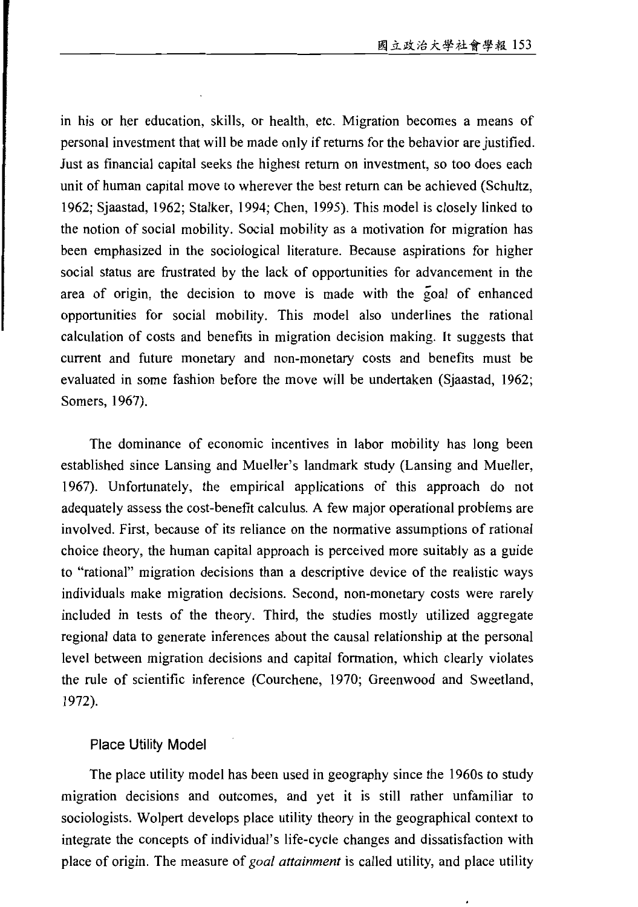in his or her education, skills, or health, etc. Migration becomes a means of personal investment that will be made only if returns for the behavior are justified. Just as financial capital seeks the highest return on investment, so too does each unit of human capital move to wherever the best return can be achieved (Schultz, 1962; Sjaastad, 1962; Stalker, 1994; Chen, 1995). This model is closely linked to the notion of social mobility. Social mobility as a motivation for migration has been emphasized in the sociological literature. Because aspirations for higher social status are frustrated by the lack of opportunities for advancement in the area of origin, the decision to move is made with the goal of enhanced opportunities for social mobility. This model also underlines the rational calculation of costs and benefits in migration decision making. It suggests that current and future monetary and non-monetary costs and benefits must be evaluated in some fashion before the move will be undertaken (Sjaastad, 1962; Somers, 1967).

The dominance of economic incentives in labor mobility has long been established since Lansing and Mueller's landmark study (Lansing and Mueller, 1967). Unfortunately, the empirical applications of this approach do not adequately assess the cost-benefit calculus. A few major operational problems are involved. First, because of its reliance on the normative assumptions of rational choice theory, the human capital approach is perceived more suitably as a guide to "rational" migration decisions than a descriptive device of the realistic ways individuals make migration decisions. Second, non-monetary costs were rarely included in tests of the theory. Third, the studies mostly utilized aggregate regional data to generate inferences about the causal relationship at the personal level between migration decisions and capital formation, which clearly violates the rule of scientific inference (Courchene, 1970; Greenwood and Sweetland, 1972).

### Place Utility Model

The place utility model has been used in geography since the 1960s to study migration decisions and outcomes, and yet it is still rather unfamiliar to sociologists. Wolpert develops place utility theory in the geographical context to integrate the concepts of individual's life-cycle changes and dissatisfaction with place of origin. The measure of *goal attainment* is called utility, and place utility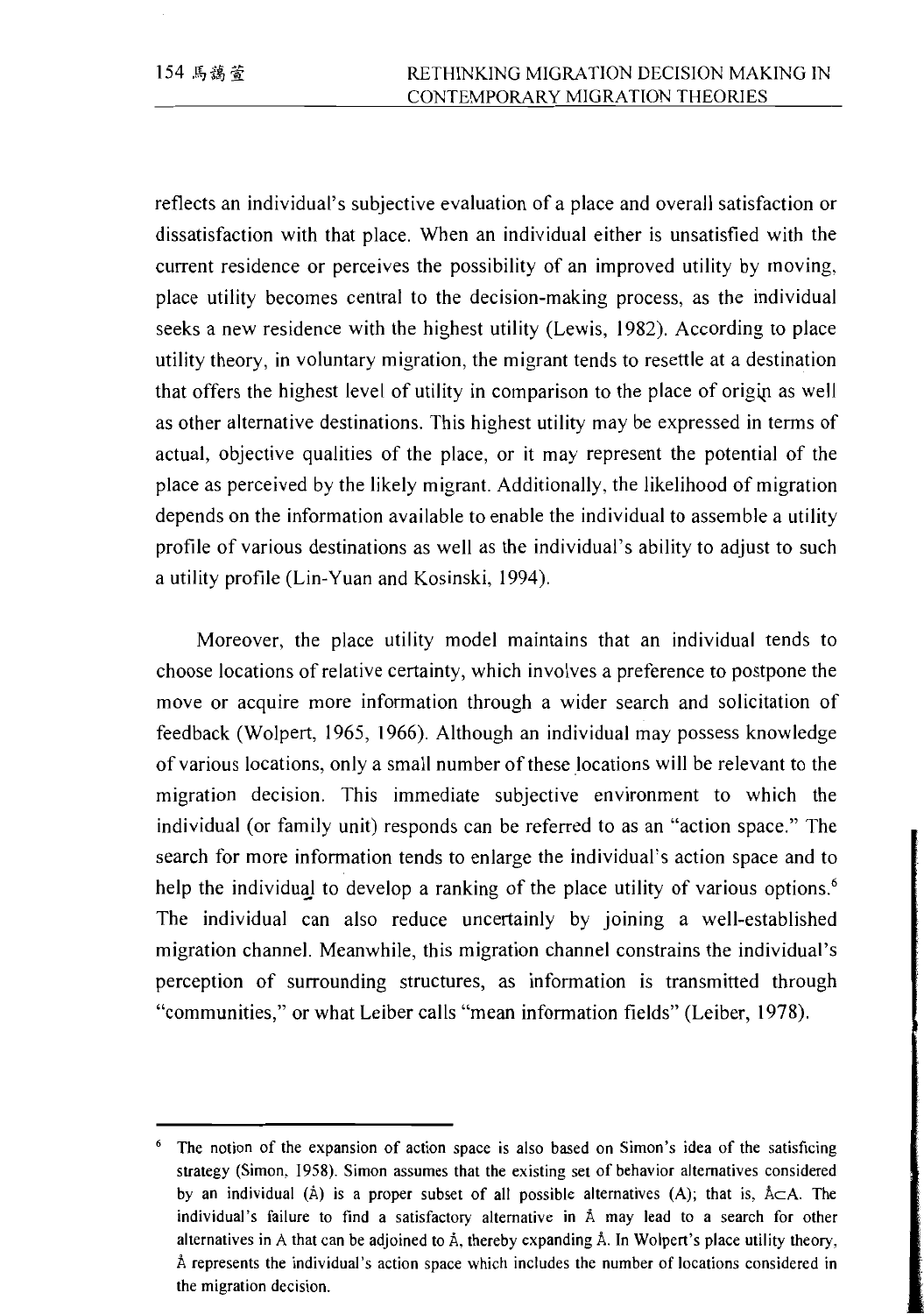reflects an individual's subjective evaluation of a place and overall satisfaction or dissatisfaction with that place. When an individual either is unsatisfied with the current residence or perceives the possibility of an improved utility by moving, place utility becomes central to the decision-making process, as the individual seeks a new residence with the highest utility (Lewis, 1982). According to place utility theory, in voluntary migration, the migrant tends to resettle at a destination that offers the highest level of utility in comparison to the place of origin as well as other alternative destinations. This highest utility may be expressed in terms of actual, objective qualities of the place, or it may represent the potential of the place as perceived by the likely migrant. Additionally, the likelihood of migration depends on the information available to enable the individual to assemble a utility profile of various destinations as well as the individual's ability to adjust to such a utility profile (Lin-Yuan and Kosinski, 1994).

Moreover, the place utility model maintains that an individual tends to choose locations of relative certainty, which involves a preference to postpone the move or acquire more information through a wider search and solicitation of feedback (Wolpert, 1965, 1966). Although an individual may possess knowledge of various locations, only a small number of these locations will be relevant to the migration decision. This immediate subjective environment to which the individual (or family unit) responds can be referred to as an "action space." The search for more information tends to enlarge the individual's action space and to help the individual to develop a ranking of the place utility of various options.[6] The individual can also reduce uncertainly by joining a well-established migration channel. Meanwhile, this migration channel constrains the individual's perception of surrounding structures, as information is transmitted through "communities," or what Leiber calls "mean information fields" (Leiber, 1978).

---

[6] The notion of the expansion of action space is also based on Simon's idea of the satisficing strategy (Simon, 1958). Simon assumes that the existing set of behavior alternatives considered by an individual ($\mathring{A}$) is a proper subset of all possible alternatives (A); that is, $\mathring{A} \subset A$. The individual's failure to find a satisfactory alternative in $\mathring{A}$ may lead to a search for other alternatives in A that can be adjoined to $\mathring{A}$, thereby expanding $\mathring{A}$. In Wolpert's place utility theory, $\mathring{A}$ represents the individual's action space which includes the number of locations considered in the migration decision.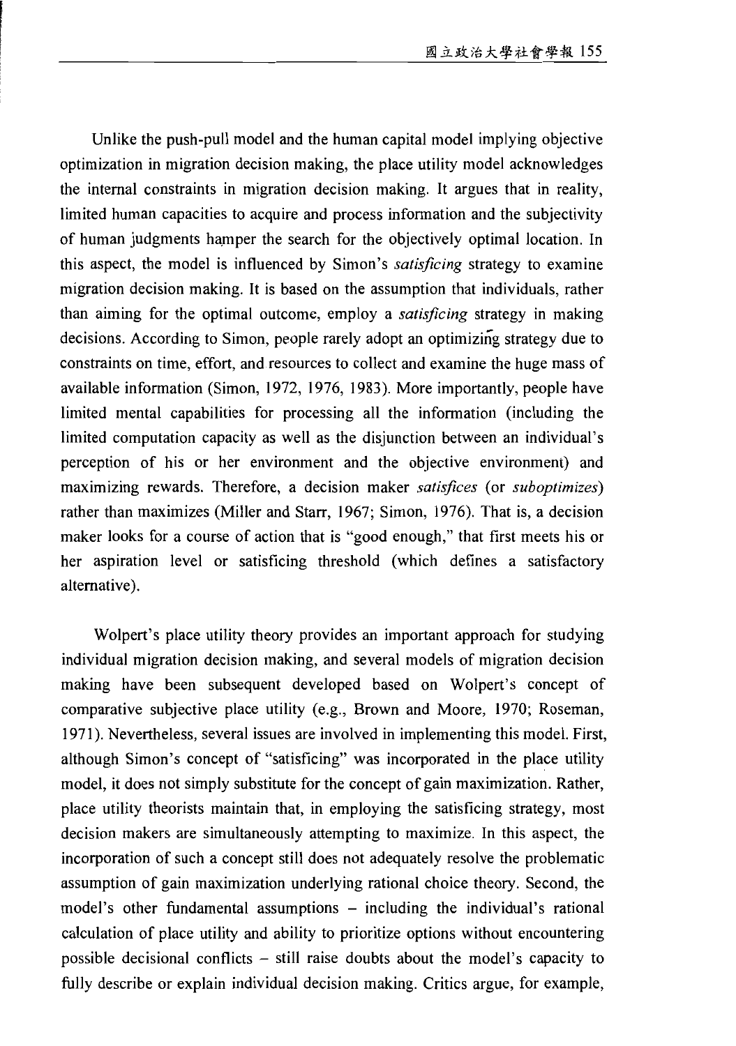Unlike the push-pull model and the human capital model implying objective optimization in migration decision making, the place utility model acknowledges the internal constraints in migration decision making. It argues that in reality, limited human capacities to acquire and process information and the subjectivity of human judgments hamper the search for the objectively optimal location. In this aspect, the model is influenced by Simon's *satisficing* strategy to examine migration decision making. It is based on the assumption that individuals, rather than aiming for the optimal outcome, employ a *satisficing* strategy in making decisions. According to Simon, people rarely adopt an optimizing strategy due to constraints on time, effort, and resources to collect and examine the huge mass of available information (Simon, 1972, 1976, 1983). More importantly, people have limited mental capabilities for processing all the information (including the limited computation capacity as well as the disjunction between an individual's perception of his or her environment and the objective environment) and maximizing rewards. Therefore, a decision maker *satisfices* (or *suboptimizes*) rather than maximizes (Miller and Starr, 1967; Simon, 1976). That is, a decision maker looks for a course of action that is "good enough," that first meets his or her aspiration level or satisficing threshold (which defines a satisfactory alternative).

Wolpert's place utility theory provides an important approach for studying individual migration decision making, and several models of migration decision making have been subsequent developed based on Wolpert's concept of comparative subjective place utility (e.g., Brown and Moore, 1970; Roseman, 1971). Nevertheless, several issues are involved in implementing this model. First, although Simon's concept of "satisficing" was incorporated in the place utility model, it does not simply substitute for the concept of gain maximization. Rather, place utility theorists maintain that, in employing the satisficing strategy, most decision makers are simultaneously attempting to maximize. In this aspect, the incorporation of such a concept still does not adequately resolve the problematic assumption of gain maximization underlying rational choice theory. Second, the model's other fundamental assumptions – including the individual's rational calculation of place utility and ability to prioritize options without encountering possible decisional conflicts – still raise doubts about the model's capacity to fully describe or explain individual decision making. Critics argue, for example,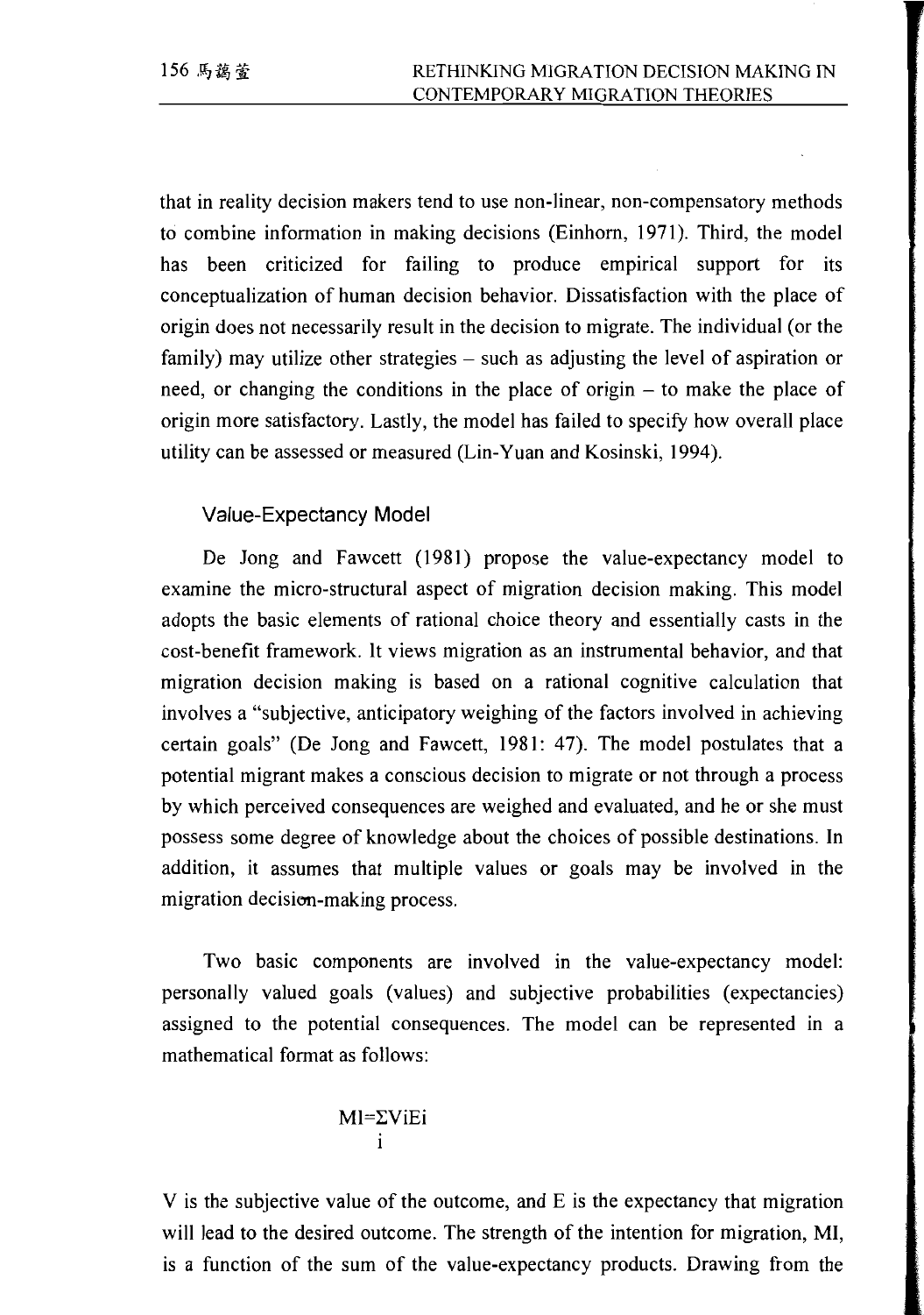that in reality decision makers tend to use non-linear, non-compensatory methods to combine information in making decisions (Einhorn, 1971). Third, the model has been criticized for failing to produce empirical support for its conceptualization of human decision behavior. Dissatisfaction with the place of origin does not necessarily result in the decision to migrate. The individual (or the family) may utilize other strategies – such as adjusting the level of aspiration or need, or changing the conditions in the place of origin – to make the place of origin more satisfactory. Lastly, the model has failed to specify how overall place utility can be assessed or measured (Lin-Yuan and Kosinski, 1994).

### Value-Expectancy Model

De Jong and Fawcett (1981) propose the value-expectancy model to examine the micro-structural aspect of migration decision making. This model adopts the basic elements of rational choice theory and essentially casts in the cost-benefit framework. It views migration as an instrumental behavior, and that migration decision making is based on a rational cognitive calculation that involves a "subjective, anticipatory weighing of the factors involved in achieving certain goals" (De Jong and Fawcett, 1981: 47). The model postulates that a potential migrant makes a conscious decision to migrate or not through a process by which perceived consequences are weighed and evaluated, and he or she must possess some degree of knowledge about the choices of possible destinations. In addition, it assumes that multiple values or goals may be involved in the migration decision-making process.

Two basic components are involved in the value-expectancy model: personally valued goals (values) and subjective probabilities (expectancies) assigned to the potential consequences. The model can be represented in a mathematical format as follows:

$$MI=\sum_{i} V_i E_i$$

V is the subjective value of the outcome, and E is the expectancy that migration will lead to the desired outcome. The strength of the intention for migration, MI, is a function of the sum of the value-expectancy products. Drawing from the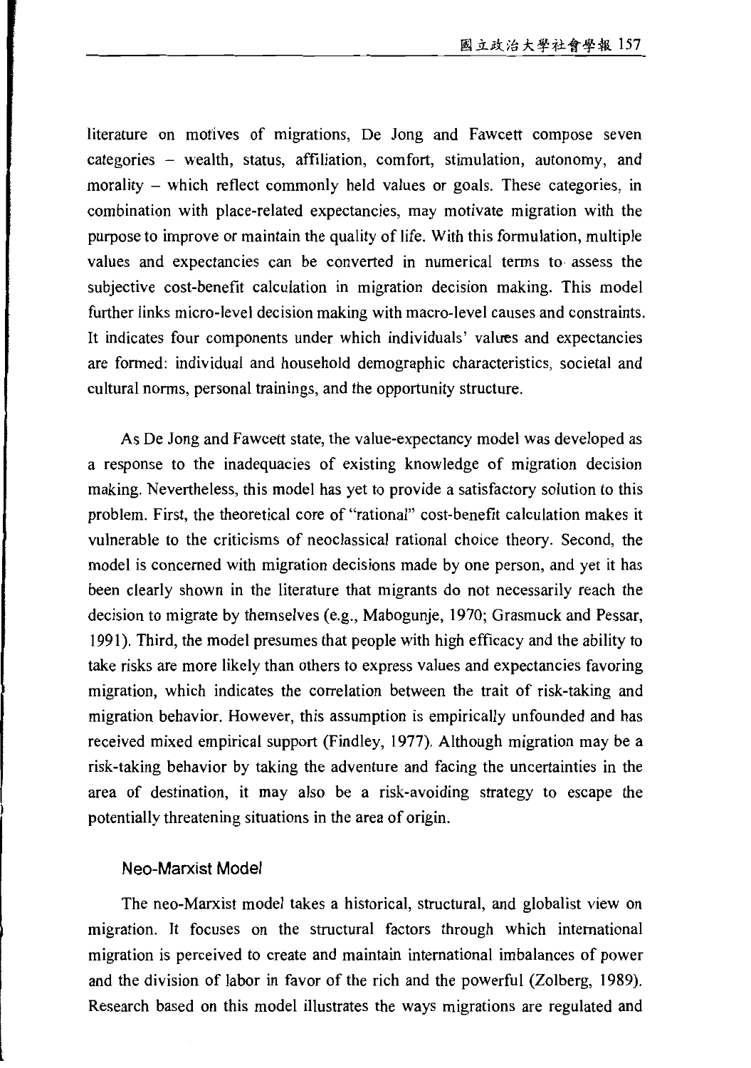literature on motives of migrations, De Jong and Fawcett compose seven categories – wealth, status, affiliation, comfort, stimulation, autonomy, and morality – which reflect commonly held values or goals. These categories, in combination with place-related expectancies, may motivate migration with the purpose to improve or maintain the quality of life. With this formulation, multiple values and expectancies can be converted in numerical terms to assess the subjective cost-benefit calculation in migration decision making. This model further links micro-level decision making with macro-level causes and constraints. It indicates four components under which individuals' values and expectancies are formed: individual and household demographic characteristics, societal and cultural norms, personal trainings, and the opportunity structure.

As De Jong and Fawcett state, the value-expectancy model was developed as a response to the inadequacies of existing knowledge of migration decision making. Nevertheless, this model has yet to provide a satisfactory solution to this problem. First, the theoretical core of "rational" cost-benefit calculation makes it vulnerable to the criticisms of neoclassical rational choice theory. Second, the model is concerned with migration decisions made by one person, and yet it has been clearly shown in the literature that migrants do not necessarily reach the decision to migrate by themselves (e.g., Mabogunje, 1970; Grasmuck and Pessar, 1991). Third, the model presumes that people with high efficacy and the ability to take risks are more likely than others to express values and expectancies favoring migration, which indicates the correlation between the trait of risk-taking and migration behavior. However, this assumption is empirically unfounded and has received mixed empirical support (Findley, 1977). Although migration may be a risk-taking behavior by taking the adventure and facing the uncertainties in the area of destination, it may also be a risk-avoiding strategy to escape the potentially threatening situations in the area of origin.

### Neo-Marxist Model

The neo-Marxist model takes a historical, structural, and globalist view on migration. It focuses on the structural factors through which international migration is perceived to create and maintain international imbalances of power and the division of labor in favor of the rich and the powerful (Zolberg, 1989). Research based on this model illustrates the ways migrations are regulated and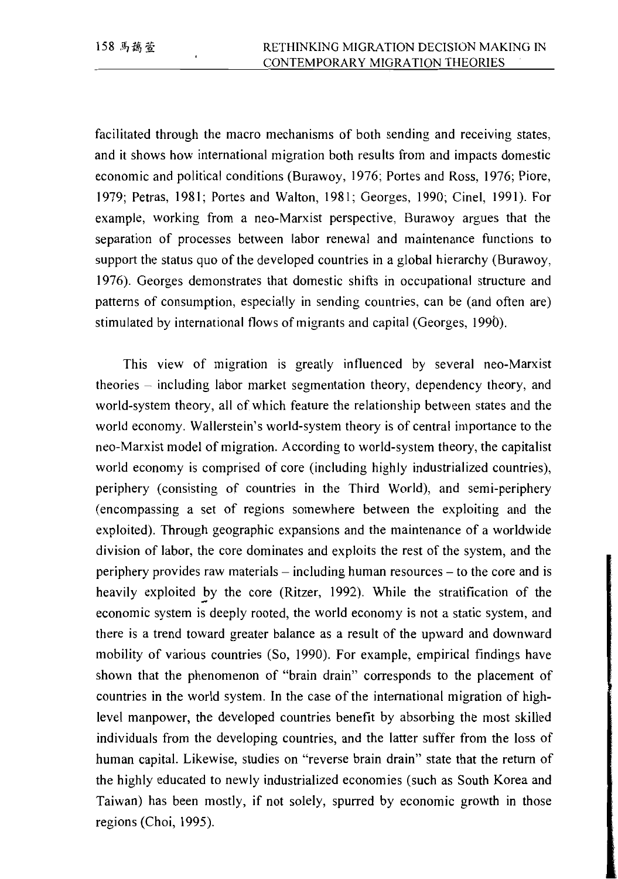facilitated through the macro mechanisms of both sending and receiving states, and it shows how international migration both results from and impacts domestic economic and political conditions (Burawoy, 1976; Portes and Ross, 1976; Piore, 1979; Petras, 1981; Portes and Walton, 1981; Georges, 1990; Cinel, 1991). For example, working from a neo-Marxist perspective, Burawoy argues that the separation of processes between labor renewal and maintenance functions to support the status quo of the developed countries in a global hierarchy (Burawoy, 1976). Georges demonstrates that domestic shifts in occupational structure and patterns of consumption, especially in sending countries, can be (and often are) stimulated by international flows of migrants and capital (Georges, 1990).

This view of migration is greatly influenced by several neo-Marxist theories – including labor market segmentation theory, dependency theory, and world-system theory, all of which feature the relationship between states and the world economy. Wallerstein's world-system theory is of central importance to the neo-Marxist model of migration. According to world-system theory, the capitalist world economy is comprised of core (including highly industrialized countries), periphery (consisting of countries in the Third World), and semi-periphery (encompassing a set of regions somewhere between the exploiting and the exploited). Through geographic expansions and the maintenance of a worldwide division of labor, the core dominates and exploits the rest of the system, and the periphery provides raw materials – including human resources – to the core and is heavily exploited by the core (Ritzer, 1992). While the stratification of the economic system is deeply rooted, the world economy is not a static system, and there is a trend toward greater balance as a result of the upward and downward mobility of various countries (So, 1990). For example, empirical findings have shown that the phenomenon of "brain drain" corresponds to the placement of countries in the world system. In the case of the international migration of high-level manpower, the developed countries benefit by absorbing the most skilled individuals from the developing countries, and the latter suffer from the loss of human capital. Likewise, studies on "reverse brain drain" state that the return of the highly educated to newly industrialized economies (such as South Korea and Taiwan) has been mostly, if not solely, spurred by economic growth in those regions (Choi, 1995).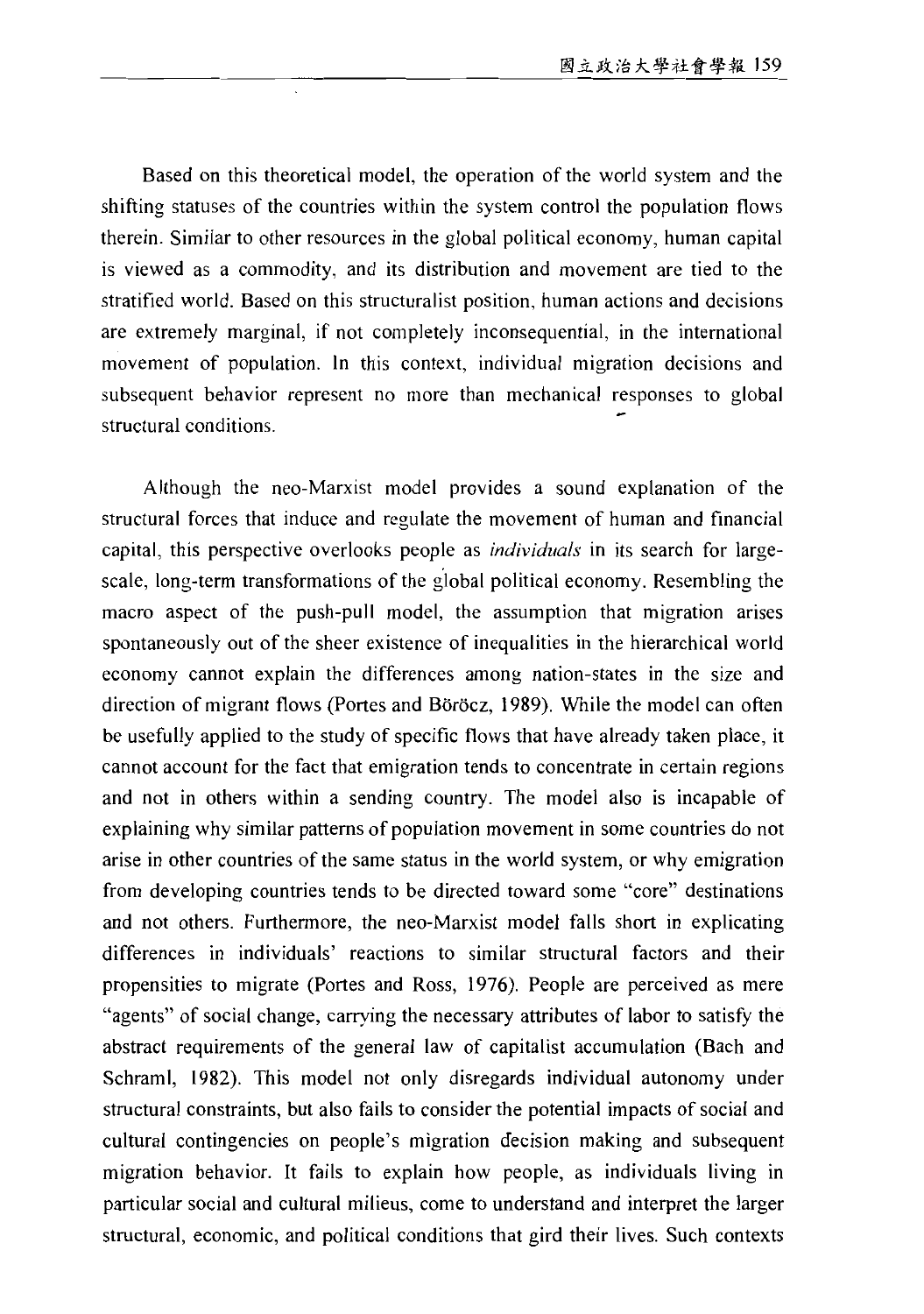Based on this theoretical model, the operation of the world system and the shifting statuses of the countries within the system control the population flows therein. Similar to other resources in the global political economy, human capital is viewed as a commodity, and its distribution and movement are tied to the stratified world. Based on this structuralist position, human actions and decisions are extremely marginal, if not completely inconsequential, in the international movement of population. In this context, individual migration decisions and subsequent behavior represent no more than mechanical responses to global structural conditions.

Although the neo-Marxist model provides a sound explanation of the structural forces that induce and regulate the movement of human and financial capital, this perspective overlooks people as *individuals* in its search for large-scale, long-term transformations of the global political economy. Resembling the macro aspect of the push-pull model, the assumption that migration arises spontaneously out of the sheer existence of inequalities in the hierarchical world economy cannot explain the differences among nation-states in the size and direction of migrant flows (Portes and Böröcz, 1989). While the model can often be usefully applied to the study of specific flows that have already taken place, it cannot account for the fact that emigration tends to concentrate in certain regions and not in others within a sending country. The model also is incapable of explaining why similar patterns of population movement in some countries do not arise in other countries of the same status in the world system, or why emigration from developing countries tends to be directed toward some "core" destinations and not others. Furthermore, the neo-Marxist model falls short in explicating differences in individuals' reactions to similar structural factors and their propensities to migrate (Portes and Ross, 1976). People are perceived as mere "agents" of social change, carrying the necessary attributes of labor to satisfy the abstract requirements of the general law of capitalist accumulation (Bach and Schraml, 1982). This model not only disregards individual autonomy under structural constraints, but also fails to consider the potential impacts of social and cultural contingencies on people's migration decision making and subsequent migration behavior. It fails to explain how people, as individuals living in particular social and cultural milieus, come to understand and interpret the larger structural, economic, and political conditions that gird their lives. Such contexts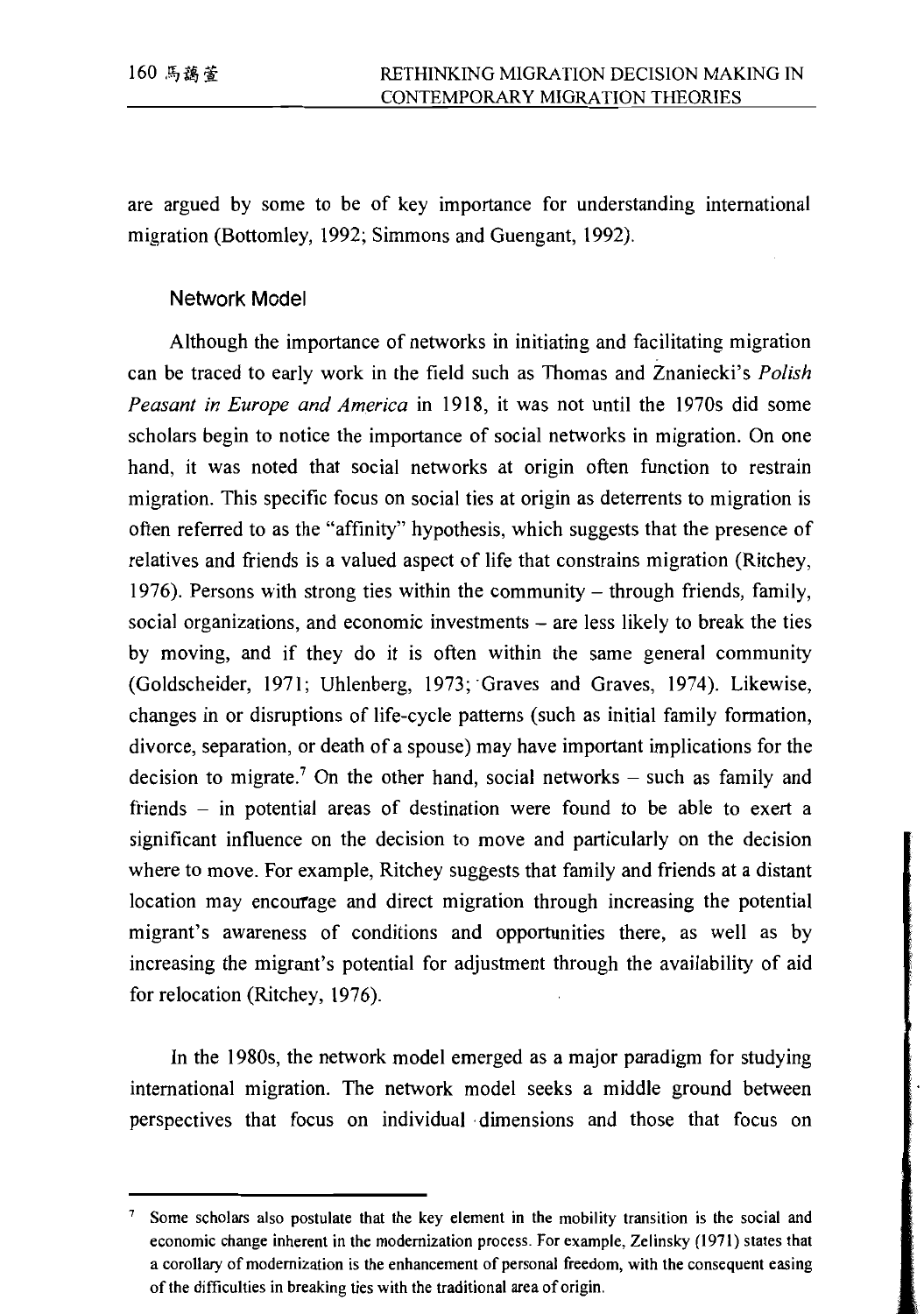are argued by some to be of key importance for understanding international migration (Bottomley, 1992; Simmons and Guengant, 1992).

### Network Model

Although the importance of networks in initiating and facilitating migration can be traced to early work in the field such as Thomas and Żnaniecki's *Polish Peasant in Europe and America* in 1918, it was not until the 1970s did some scholars begin to notice the importance of social networks in migration. On one hand, it was noted that social networks at origin often function to restrain migration. This specific focus on social ties at origin as deterrents to migration is often referred to as the "affinity" hypothesis, which suggests that the presence of relatives and friends is a valued aspect of life that constrains migration (Ritchey, 1976). Persons with strong ties within the community – through friends, family, social organizations, and economic investments – are less likely to break the ties by moving, and if they do it is often within the same general community (Goldscheider, 1971; Uhlenberg, 1973; Graves and Graves, 1974). Likewise, changes in or disruptions of life-cycle patterns (such as initial family formation, divorce, separation, or death of a spouse) may have important implications for the decision to migrate.[7] On the other hand, social networks – such as family and friends – in potential areas of destination were found to be able to exert a significant influence on the decision to move and particularly on the decision where to move. For example, Ritchey suggests that family and friends at a distant location may encourage and direct migration through increasing the potential migrant's awareness of conditions and opportunities there, as well as by increasing the migrant's potential for adjustment through the availability of aid for relocation (Ritchey, 1976).

In the 1980s, the network model emerged as a major paradigm for studying international migration. The network model seeks a middle ground between perspectives that focus on individual dimensions and those that focus on

---

[7] Some scholars also postulate that the key element in the mobility transition is the social and economic change inherent in the modernization process. For example, Zelinsky (1971) states that a corollary of modernization is the enhancement of personal freedom, with the consequent easing of the difficulties in breaking ties with the traditional area of origin.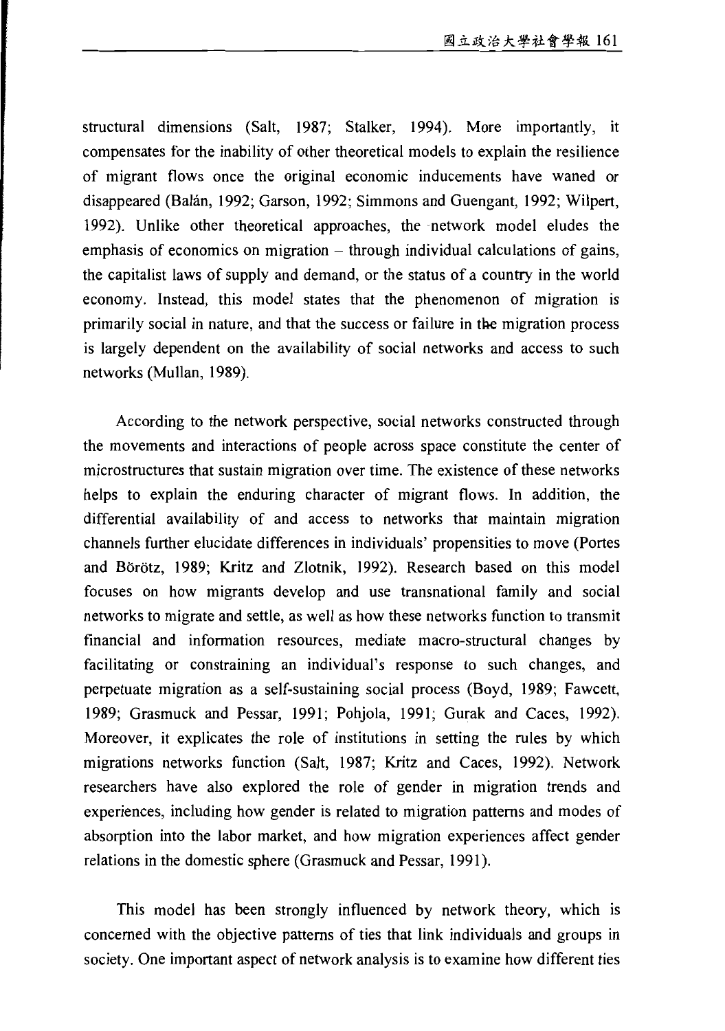structural dimensions (Salt, 1987; Stalker, 1994). More importantly, it compensates for the inability of other theoretical models to explain the resilience of migrant flows once the original economic inducements have waned or disappeared (Balán, 1992; Garson, 1992; Simmons and Guengant, 1992; Wilpert, 1992). Unlike other theoretical approaches, the network model eludes the emphasis of economics on migration – through individual calculations of gains, the capitalist laws of supply and demand, or the status of a country in the world economy. Instead, this model states that the phenomenon of migration is primarily social in nature, and that the success or failure in the migration process is largely dependent on the availability of social networks and access to such networks (Mullan, 1989).

According to the network perspective, social networks constructed through the movements and interactions of people across space constitute the center of microstructures that sustain migration over time. The existence of these networks helps to explain the enduring character of migrant flows. In addition, the differential availability of and access to networks that maintain migration channels further elucidate differences in individuals' propensities to move (Portes and Börötz, 1989; Kritz and Zlotnik, 1992). Research based on this model focuses on how migrants develop and use transnational family and social networks to migrate and settle, as well as how these networks function to transmit financial and information resources, mediate macro-structural changes by facilitating or constraining an individual's response to such changes, and perpetuate migration as a self-sustaining social process (Boyd, 1989; Fawcett, 1989; Grasmuck and Pessar, 1991; Pohjola, 1991; Gurak and Caces, 1992). Moreover, it explicates the role of institutions in setting the rules by which migrations networks function (Salt, 1987; Kritz and Caces, 1992). Network researchers have also explored the role of gender in migration trends and experiences, including how gender is related to migration patterns and modes of absorption into the labor market, and how migration experiences affect gender relations in the domestic sphere (Grasmuck and Pessar, 1991).

This model has been strongly influenced by network theory, which is concerned with the objective patterns of ties that link individuals and groups in society. One important aspect of network analysis is to examine how different ties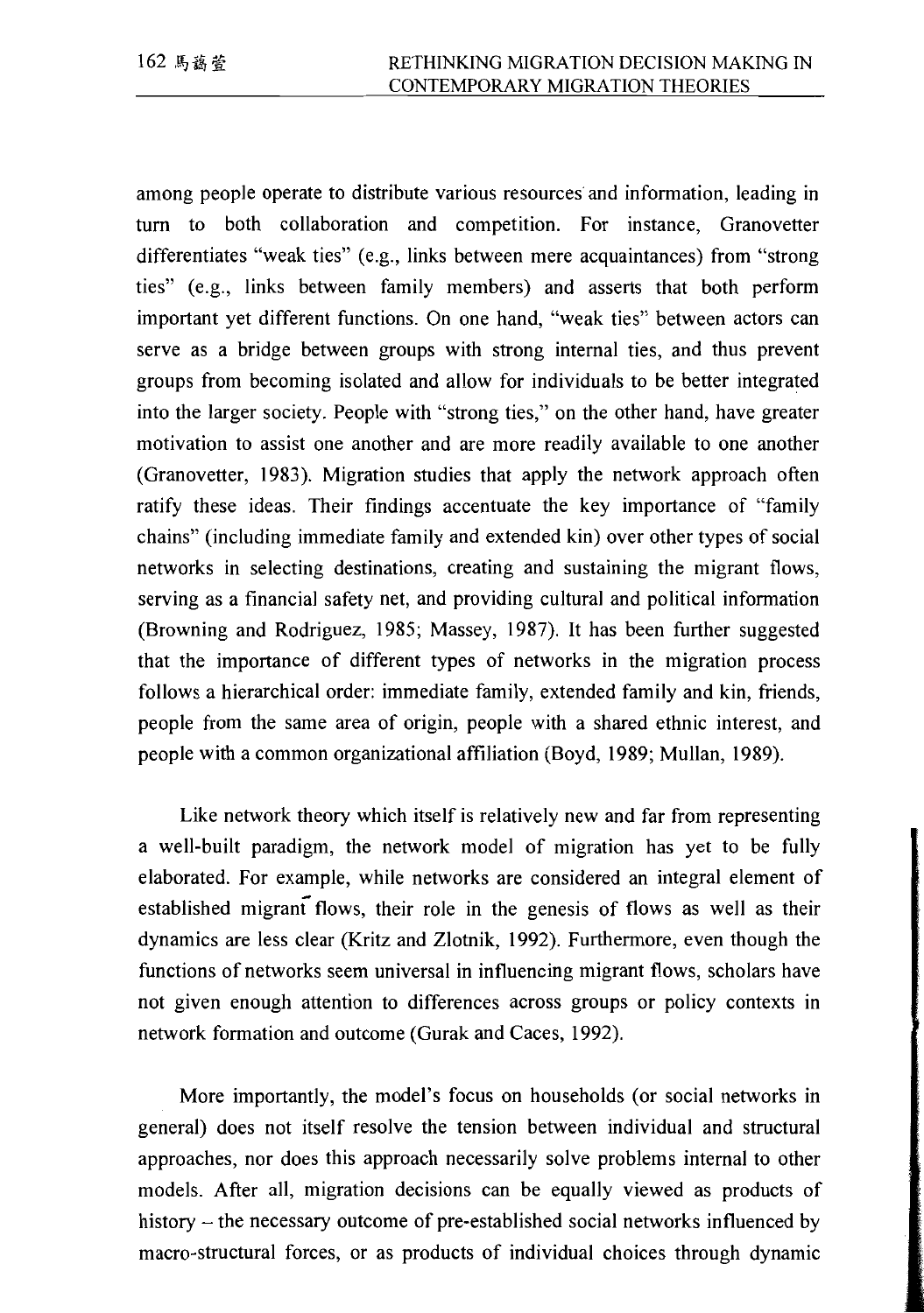among people operate to distribute various resources and information, leading in turn to both collaboration and competition. For instance, Granovetter differentiates "weak ties" (e.g., links between mere acquaintances) from "strong ties" (e.g., links between family members) and asserts that both perform important yet different functions. On one hand, "weak ties" between actors can serve as a bridge between groups with strong internal ties, and thus prevent groups from becoming isolated and allow for individuals to be better integrated into the larger society. People with "strong ties," on the other hand, have greater motivation to assist one another and are more readily available to one another (Granovetter, 1983). Migration studies that apply the network approach often ratify these ideas. Their findings accentuate the key importance of "family chains" (including immediate family and extended kin) over other types of social networks in selecting destinations, creating and sustaining the migrant flows, serving as a financial safety net, and providing cultural and political information (Browning and Rodriguez, 1985; Massey, 1987). It has been further suggested that the importance of different types of networks in the migration process follows a hierarchical order: immediate family, extended family and kin, friends, people from the same area of origin, people with a shared ethnic interest, and people with a common organizational affiliation (Boyd, 1989; Mullan, 1989).

Like network theory which itself is relatively new and far from representing a well-built paradigm, the network model of migration has yet to be fully elaborated. For example, while networks are considered an integral element of established migrant flows, their role in the genesis of flows as well as their dynamics are less clear (Kritz and Zlotnik, 1992). Furthermore, even though the functions of networks seem universal in influencing migrant flows, scholars have not given enough attention to differences across groups or policy contexts in network formation and outcome (Gurak and Caces, 1992).

More importantly, the model's focus on households (or social networks in general) does not itself resolve the tension between individual and structural approaches, nor does this approach necessarily solve problems internal to other models. After all, migration decisions can be equally viewed as products of history – the necessary outcome of pre-established social networks influenced by macro-structural forces, or as products of individual choices through dynamic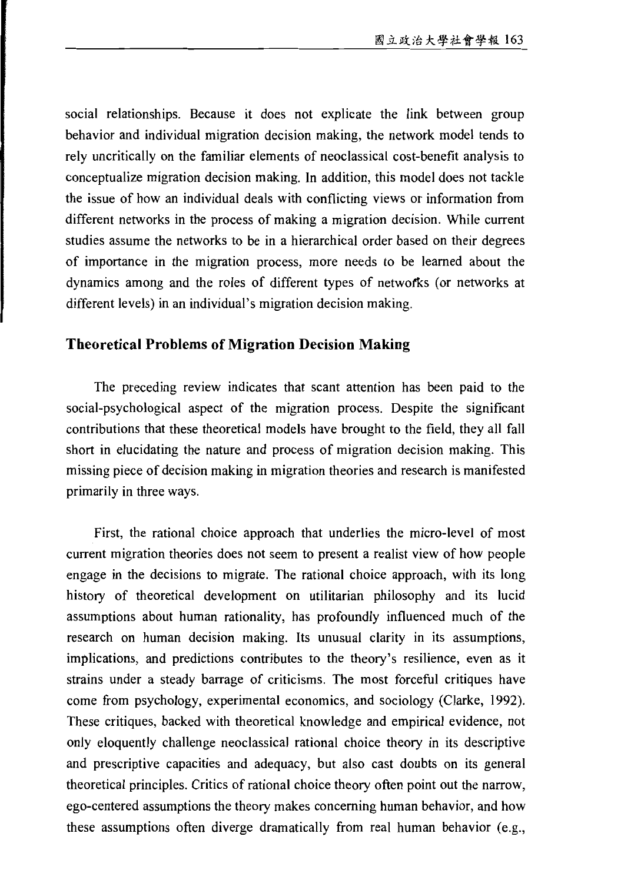social relationships. Because it does not explicate the link between group behavior and individual migration decision making, the network model tends to rely uncritically on the familiar elements of neoclassical cost-benefit analysis to conceptualize migration decision making. In addition, this model does not tackle the issue of how an individual deals with conflicting views or information from different networks in the process of making a migration decision. While current studies assume the networks to be in a hierarchical order based on their degrees of importance in the migration process, more needs to be learned about the dynamics among and the roles of different types of networks (or networks at different levels) in an individual's migration decision making.

## Theoretical Problems of Migration Decision Making

The preceding review indicates that scant attention has been paid to the social-psychological aspect of the migration process. Despite the significant contributions that these theoretical models have brought to the field, they all fall short in elucidating the nature and process of migration decision making. This missing piece of decision making in migration theories and research is manifested primarily in three ways.

First, the rational choice approach that underlies the micro-level of most current migration theories does not seem to present a realist view of how people engage in the decisions to migrate. The rational choice approach, with its long history of theoretical development on utilitarian philosophy and its lucid assumptions about human rationality, has profoundly influenced much of the research on human decision making. Its unusual clarity in its assumptions, implications, and predictions contributes to the theory's resilience, even as it strains under a steady barrage of criticisms. The most forceful critiques have come from psychology, experimental economics, and sociology (Clarke, 1992). These critiques, backed with theoretical knowledge and empirical evidence, not only eloquently challenge neoclassical rational choice theory in its descriptive and prescriptive capacities and adequacy, but also cast doubts on its general theoretical principles. Critics of rational choice theory often point out the narrow, ego-centered assumptions the theory makes concerning human behavior, and how these assumptions often diverge dramatically from real human behavior (e.g.,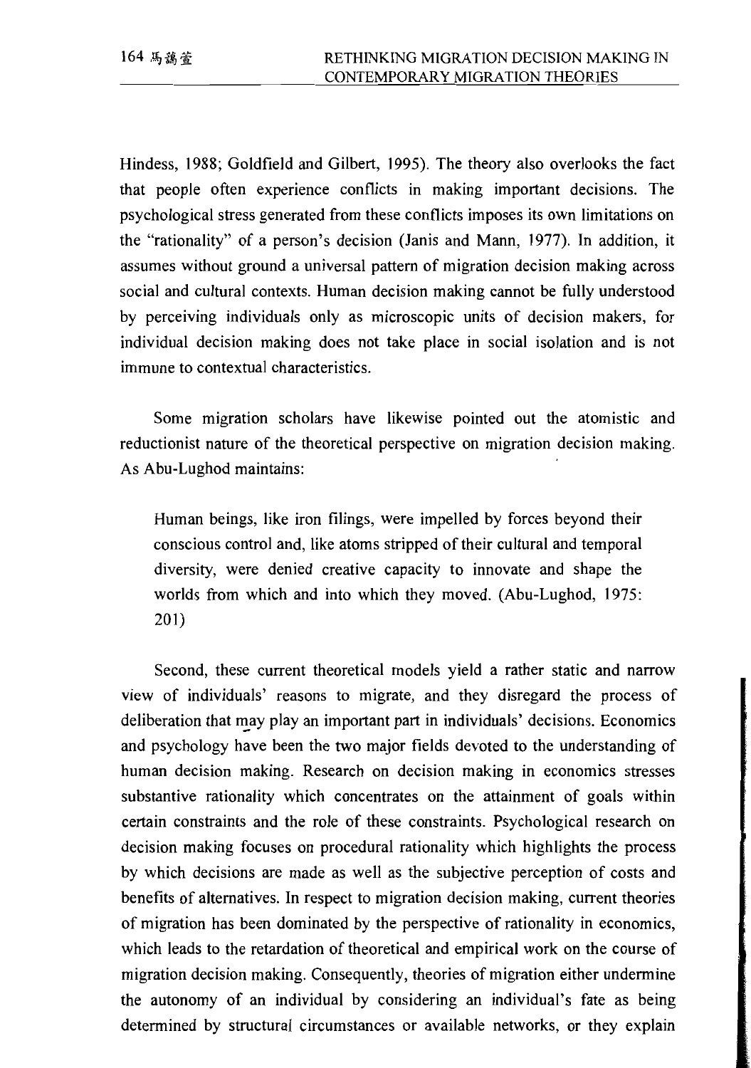Hindess, 1988; Goldfield and Gilbert, 1995). The theory also overlooks the fact that people often experience conflicts in making important decisions. The psychological stress generated from these conflicts imposes its own limitations on the "rationality" of a person's decision (Janis and Mann, 1977). In addition, it assumes without ground a universal pattern of migration decision making across social and cultural contexts. Human decision making cannot be fully understood by perceiving individuals only as microscopic units of decision makers, for individual decision making does not take place in social isolation and is not immune to contextual characteristics.

Some migration scholars have likewise pointed out the atomistic and reductionist nature of the theoretical perspective on migration decision making. As Abu-Lughod maintains:

> Human beings, like iron filings, were impelled by forces beyond their conscious control and, like atoms stripped of their cultural and temporal diversity, were denied creative capacity to innovate and shape the worlds from which and into which they moved. (Abu-Lughod, 1975: 201)

Second, these current theoretical models yield a rather static and narrow view of individuals' reasons to migrate, and they disregard the process of deliberation that may play an important part in individuals' decisions. Economics and psychology have been the two major fields devoted to the understanding of human decision making. Research on decision making in economics stresses substantive rationality which concentrates on the attainment of goals within certain constraints and the role of these constraints. Psychological research on decision making focuses on procedural rationality which highlights the process by which decisions are made as well as the subjective perception of costs and benefits of alternatives. In respect to migration decision making, current theories of migration has been dominated by the perspective of rationality in economics, which leads to the retardation of theoretical and empirical work on the course of migration decision making. Consequently, theories of migration either undermine the autonomy of an individual by considering an individual's fate as being determined by structural circumstances or available networks, or they explain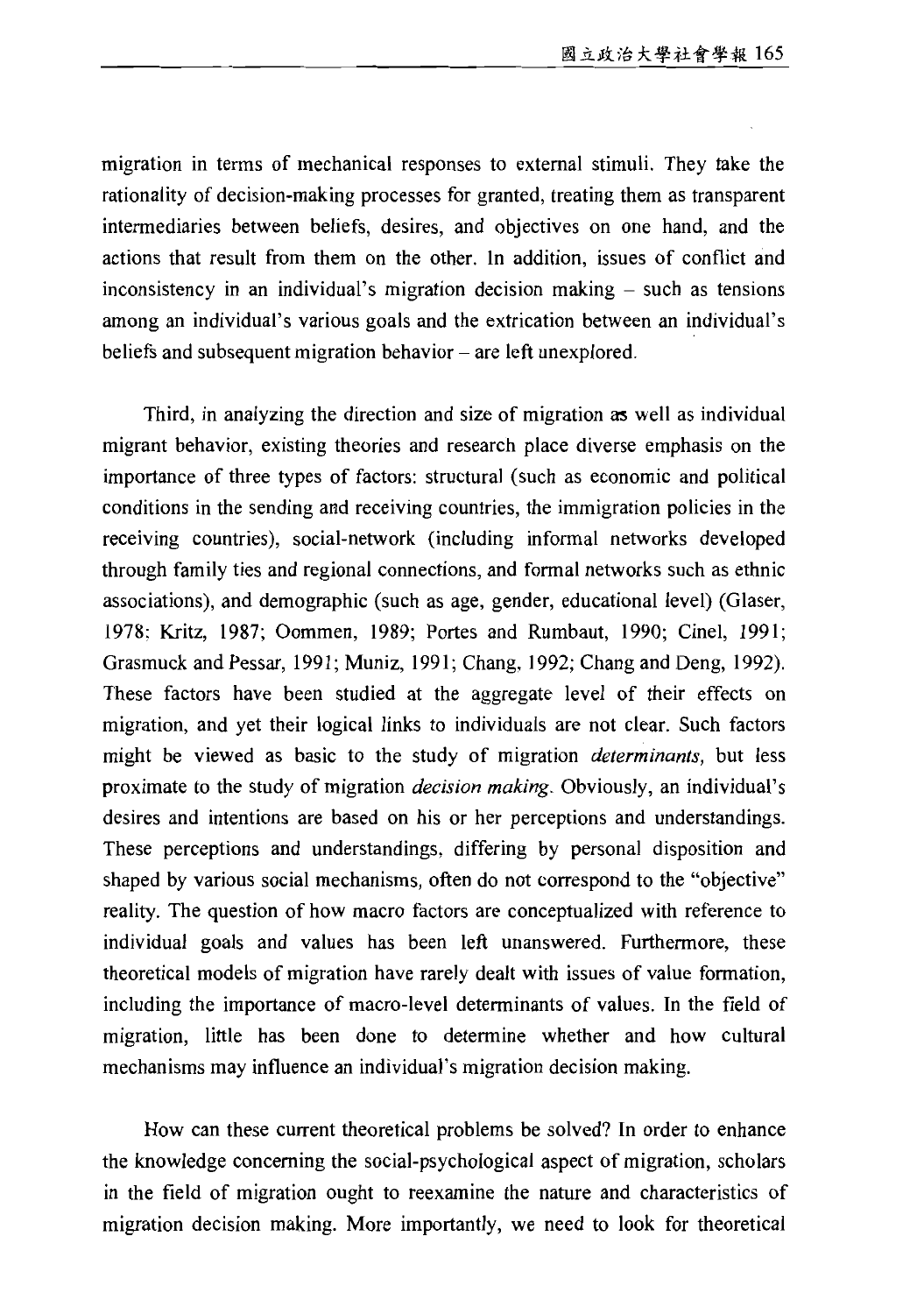migration in terms of mechanical responses to external stimuli. They take the rationality of decision-making processes for granted, treating them as transparent intermediaries between beliefs, desires, and objectives on one hand, and the actions that result from them on the other. In addition, issues of conflict and inconsistency in an individual's migration decision making – such as tensions among an individual's various goals and the extrication between an individual's beliefs and subsequent migration behavior – are left unexplored.

Third, in analyzing the direction and size of migration as well as individual migrant behavior, existing theories and research place diverse emphasis on the importance of three types of factors: structural (such as economic and political conditions in the sending and receiving countries, the immigration policies in the receiving countries), social-network (including informal networks developed through family ties and regional connections, and formal networks such as ethnic associations), and demographic (such as age, gender, educational level) (Glaser, 1978; Kritz, 1987; Oommen, 1989; Portes and Rumbaut, 1990; Cinel, 1991; Grasmuck and Pessar, 1991; Muniz, 1991; Chang, 1992; Chang and Deng, 1992). These factors have been studied at the aggregate level of their effects on migration, and yet their logical links to individuals are not clear. Such factors might be viewed as basic to the study of migration *determinants*, but less proximate to the study of migration *decision making*. Obviously, an individual's desires and intentions are based on his or her perceptions and understandings. These perceptions and understandings, differing by personal disposition and shaped by various social mechanisms, often do not correspond to the "objective" reality. The question of how macro factors are conceptualized with reference to individual goals and values has been left unanswered. Furthermore, these theoretical models of migration have rarely dealt with issues of value formation, including the importance of macro-level determinants of values. In the field of migration, little has been done to determine whether and how cultural mechanisms may influence an individual's migration decision making.

How can these current theoretical problems be solved? In order to enhance the knowledge concerning the social-psychological aspect of migration, scholars in the field of migration ought to reexamine the nature and characteristics of migration decision making. More importantly, we need to look for theoretical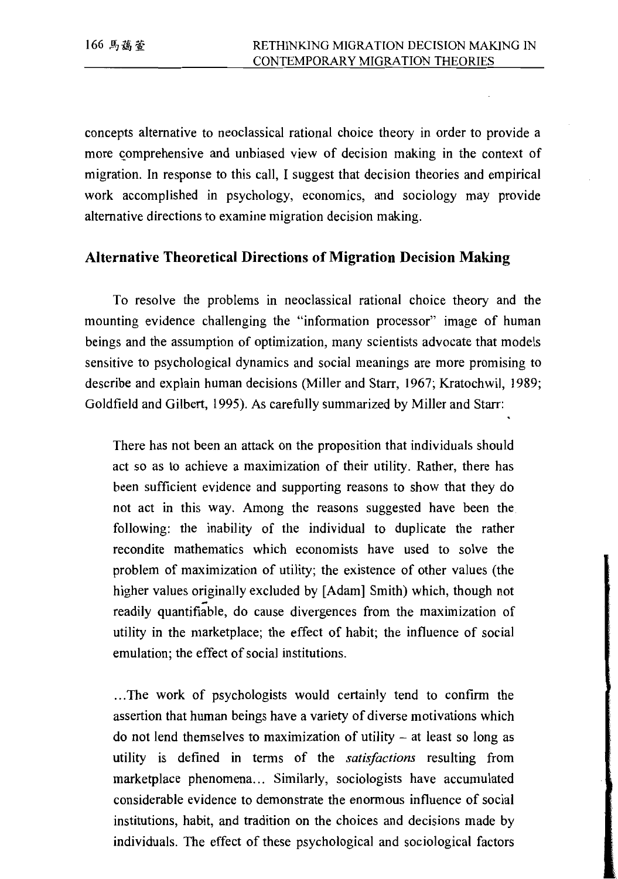concepts alternative to neoclassical rational choice theory in order to provide a more comprehensive and unbiased view of decision making in the context of migration. In response to this call, I suggest that decision theories and empirical work accomplished in psychology, economics, and sociology may provide alternative directions to examine migration decision making.

## Alternative Theoretical Directions of Migration Decision Making

To resolve the problems in neoclassical rational choice theory and the mounting evidence challenging the "information processor" image of human beings and the assumption of optimization, many scientists advocate that models sensitive to psychological dynamics and social meanings are more promising to describe and explain human decisions (Miller and Starr, 1967; Kratochwil, 1989; Goldfield and Gilbert, 1995). As carefully summarized by Miller and Starr:

> There has not been an attack on the proposition that individuals should act so as to achieve a maximization of their utility. Rather, there has been sufficient evidence and supporting reasons to show that they do not act in this way. Among the reasons suggested have been the following: the inability of the individual to duplicate the rather recondite mathematics which economists have used to solve the problem of maximization of utility; the existence of other values (the higher values originally excluded by [Adam] Smith) which, though not readily quantifiable, do cause divergences from the maximization of utility in the marketplace; the effect of habit; the influence of social emulation; the effect of social institutions.
>
> ...The work of psychologists would certainly tend to confirm the assertion that human beings have a variety of diverse motivations which do not lend themselves to maximization of utility – at least so long as utility is defined in terms of the *satisfactions* resulting from marketplace phenomena... Similarly, sociologists have accumulated considerable evidence to demonstrate the enormous influence of social institutions, habit, and tradition on the choices and decisions made by individuals. The effect of these psychological and sociological factors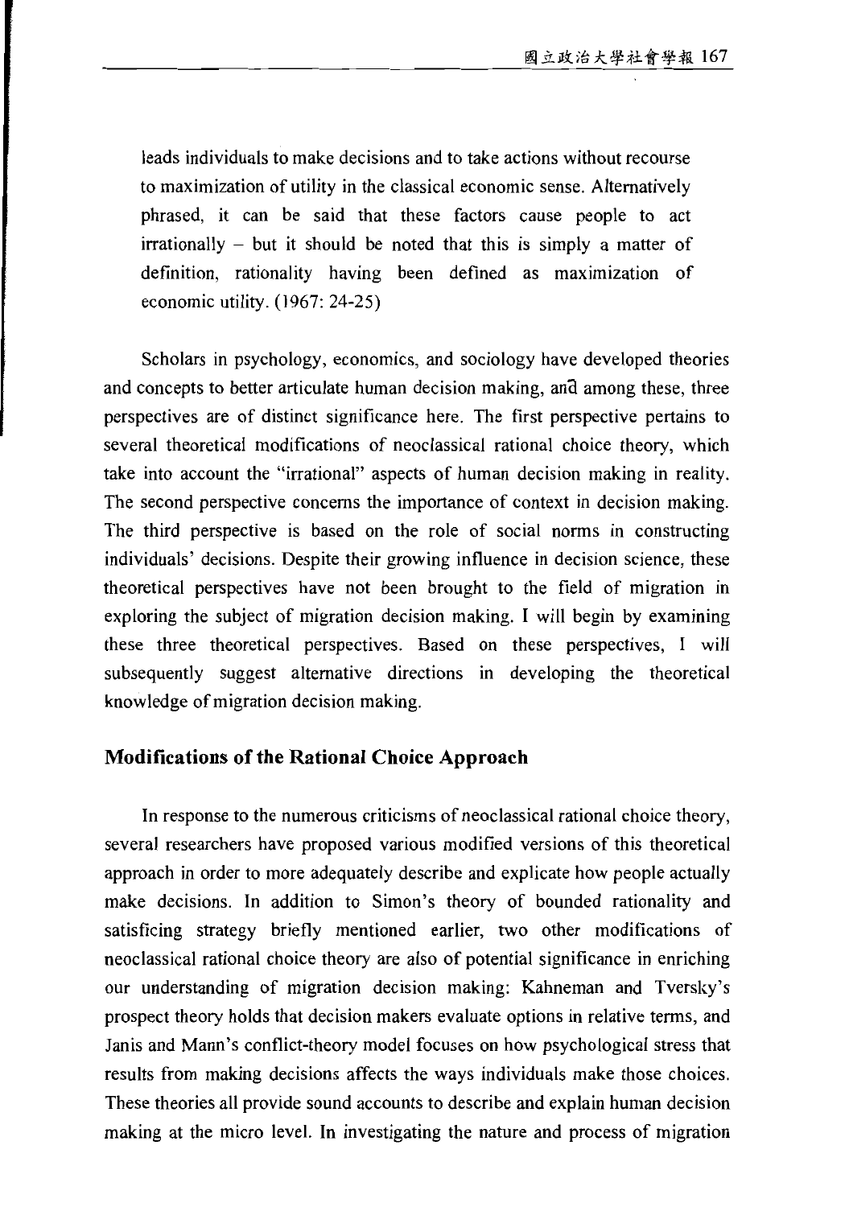leads individuals to make decisions and to take actions without recourse to maximization of utility in the classical economic sense. Alternatively phrased, it can be said that these factors cause people to act irrationally – but it should be noted that this is simply a matter of definition, rationality having been defined as maximization of economic utility. (1967: 24-25)

Scholars in psychology, economics, and sociology have developed theories and concepts to better articulate human decision making, and among these, three perspectives are of distinct significance here. The first perspective pertains to several theoretical modifications of neoclassical rational choice theory, which take into account the "irrational" aspects of human decision making in reality. The second perspective concerns the importance of context in decision making. The third perspective is based on the role of social norms in constructing individuals' decisions. Despite their growing influence in decision science, these theoretical perspectives have not been brought to the field of migration in exploring the subject of migration decision making. I will begin by examining these three theoretical perspectives. Based on these perspectives, I will subsequently suggest alternative directions in developing the theoretical knowledge of migration decision making.

## Modifications of the Rational Choice Approach

In response to the numerous criticisms of neoclassical rational choice theory, several researchers have proposed various modified versions of this theoretical approach in order to more adequately describe and explicate how people actually make decisions. In addition to Simon's theory of bounded rationality and satisficing strategy briefly mentioned earlier, two other modifications of neoclassical rational choice theory are also of potential significance in enriching our understanding of migration decision making: Kahneman and Tversky's prospect theory holds that decision makers evaluate options in relative terms, and Janis and Mann's conflict-theory model focuses on how psychological stress that results from making decisions affects the ways individuals make those choices. These theories all provide sound accounts to describe and explain human decision making at the micro level. In investigating the nature and process of migration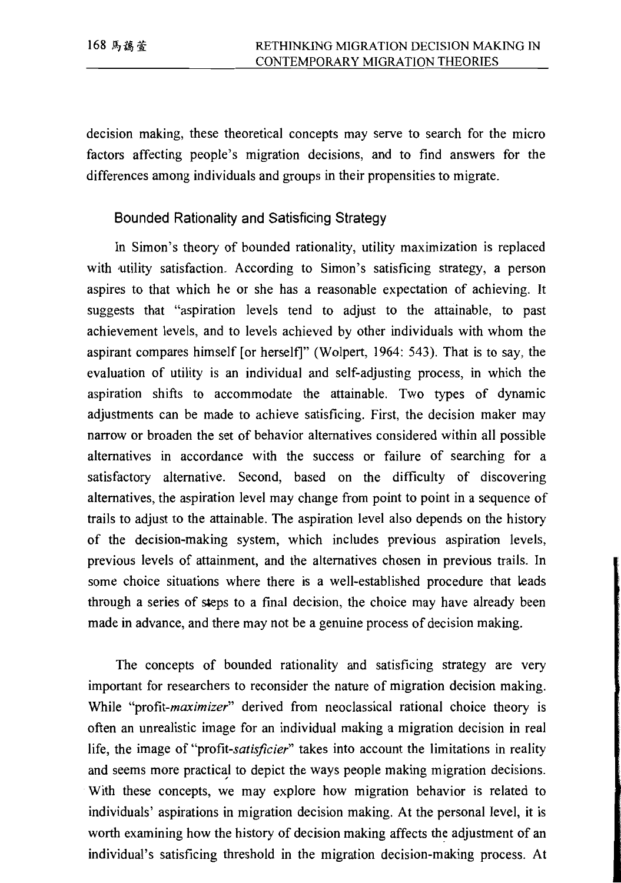decision making, these theoretical concepts may serve to search for the micro factors affecting people's migration decisions, and to find answers for the differences among individuals and groups in their propensities to migrate.

### Bounded Rationality and Satisficing Strategy

In Simon's theory of bounded rationality, utility maximization is replaced with utility satisfaction. According to Simon's satisficing strategy, a person aspires to that which he or she has a reasonable expectation of achieving. It suggests that "aspiration levels tend to adjust to the attainable, to past achievement levels, and to levels achieved by other individuals with whom the aspirant compares himself [or herself]" (Wolpert, 1964: 543). That is to say, the evaluation of utility is an individual and self-adjusting process, in which the aspiration shifts to accommodate the attainable. Two types of dynamic adjustments can be made to achieve satisficing. First, the decision maker may narrow or broaden the set of behavior alternatives considered within all possible alternatives in accordance with the success or failure of searching for a satisfactory alternative. Second, based on the difficulty of discovering alternatives, the aspiration level may change from point to point in a sequence of trails to adjust to the attainable. The aspiration level also depends on the history of the decision-making system, which includes previous aspiration levels, previous levels of attainment, and the alternatives chosen in previous trails. In some choice situations where there is a well-established procedure that leads through a series of steps to a final decision, the choice may have already been made in advance, and there may not be a genuine process of decision making.

The concepts of bounded rationality and satisficing strategy are very important for researchers to reconsider the nature of migration decision making. While "profit-*maximizer*" derived from neoclassical rational choice theory is often an unrealistic image for an individual making a migration decision in real life, the image of "profit-*satisficier*" takes into account the limitations in reality and seems more practical to depict the ways people making migration decisions. With these concepts, we may explore how migration behavior is related to individuals' aspirations in migration decision making. At the personal level, it is worth examining how the history of decision making affects the adjustment of an individual's satisficing threshold in the migration decision-making process. At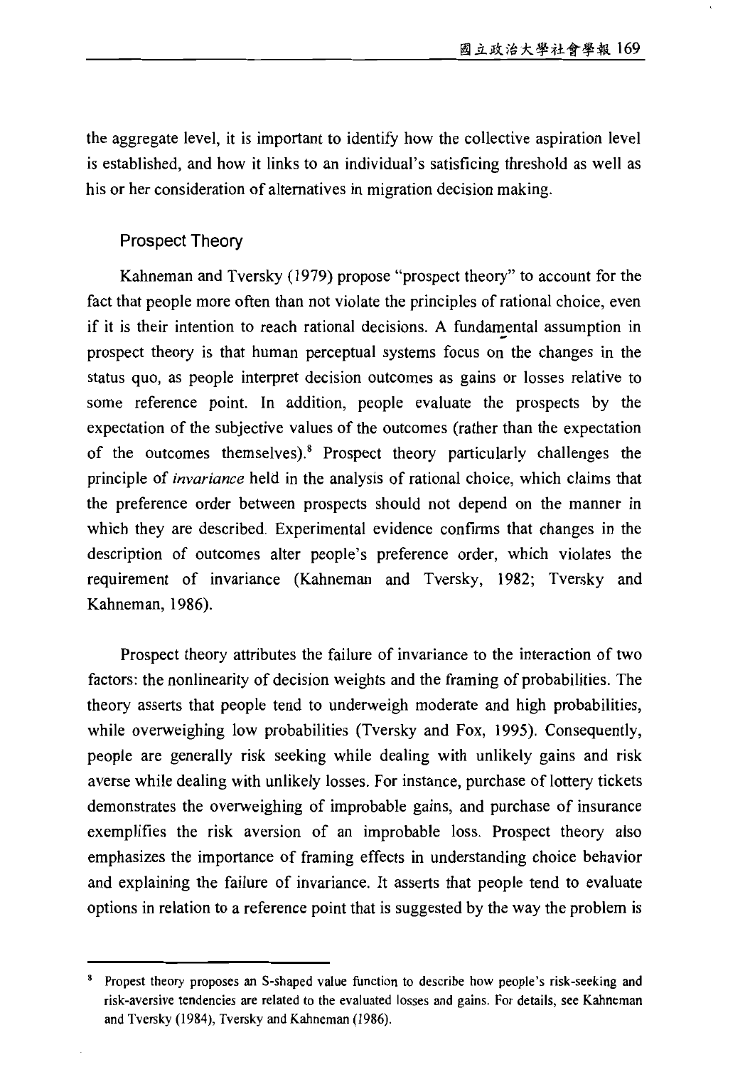the aggregate level, it is important to identify how the collective aspiration level is established, and how it links to an individual's satisficing threshold as well as his or her consideration of alternatives in migration decision making.

### Prospect Theory

Kahneman and Tversky (1979) propose "prospect theory" to account for the fact that people more often than not violate the principles of rational choice, even if it is their intention to reach rational decisions. A fundamental assumption in prospect theory is that human perceptual systems focus on the changes in the status quo, as people interpret decision outcomes as gains or losses relative to some reference point. In addition, people evaluate the prospects by the expectation of the subjective values of the outcomes (rather than the expectation of the outcomes themselves).[8] Prospect theory particularly challenges the principle of *invariance* held in the analysis of rational choice, which claims that the preference order between prospects should not depend on the manner in which they are described. Experimental evidence confirms that changes in the description of outcomes alter people's preference order, which violates the requirement of invariance (Kahneman and Tversky, 1982; Tversky and Kahneman, 1986).

Prospect theory attributes the failure of invariance to the interaction of two factors: the nonlinearity of decision weights and the framing of probabilities. The theory asserts that people tend to underweigh moderate and high probabilities, while overweighing low probabilities (Tversky and Fox, 1995). Consequently, people are generally risk seeking while dealing with unlikely gains and risk averse while dealing with unlikely losses. For instance, purchase of lottery tickets demonstrates the overweighing of improbable gains, and purchase of insurance exemplifies the risk aversion of an improbable loss. Prospect theory also emphasizes the importance of framing effects in understanding choice behavior and explaining the failure of invariance. It asserts that people tend to evaluate options in relation to a reference point that is suggested by the way the problem is

---

[8] Propest theory proposes an S-shaped value function to describe how people's risk-seeking and risk-aversive tendencies are related to the evaluated losses and gains. For details, see Kahneman and Tversky (1984), Tversky and Kahneman (1986).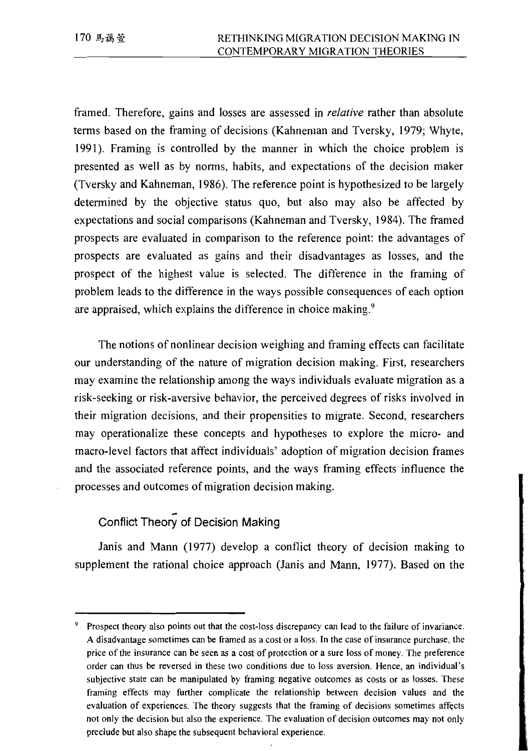framed. Therefore, gains and losses are assessed in *relative* rather than absolute terms based on the framing of decisions (Kahneman and Tversky, 1979; Whyte, 1991). Framing is controlled by the manner in which the choice problem is presented as well as by norms, habits, and expectations of the decision maker (Tversky and Kahneman, 1986). The reference point is hypothesized to be largely determined by the objective status quo, but also may also be affected by expectations and social comparisons (Kahneman and Tversky, 1984). The framed prospects are evaluated in comparison to the reference point: the advantages of prospects are evaluated as gains and their disadvantages as losses, and the prospect of the highest value is selected. The difference in the framing of problem leads to the difference in the ways possible consequences of each option are appraised, which explains the difference in choice making.[9]

The notions of nonlinear decision weighing and framing effects can facilitate our understanding of the nature of migration decision making. First, researchers may examine the relationship among the ways individuals evaluate migration as a risk-seeking or risk-aversive behavior, the perceived degrees of risks involved in their migration decisions, and their propensities to migrate. Second, researchers may operationalize these concepts and hypotheses to explore the micro- and macro-level factors that affect individuals' adoption of migration decision frames and the associated reference points, and the ways framing effects influence the processes and outcomes of migration decision making.

### Conflict Theory of Decision Making

Janis and Mann (1977) develop a conflict theory of decision making to supplement the rational choice approach (Janis and Mann, 1977). Based on the

---

[9] Prospect theory also points out that the cost-loss discrepancy can lead to the failure of invariance. A disadvantage sometimes can be framed as a cost or a loss. In the case of insurance purchase, the price of the insurance can be seen as a cost of protection or a sure loss of money. The preference order can thus be reversed in these two conditions due to loss aversion. Hence, an individual's subjective state can be manipulated by framing negative outcomes as costs or as losses. These framing effects may further complicate the relationship between decision values and the evaluation of experiences. The theory suggests that the framing of decisions sometimes affects not only the decision but also the experience. The evaluation of decision outcomes may not only preclude but also shape the subsequent behavioral experience.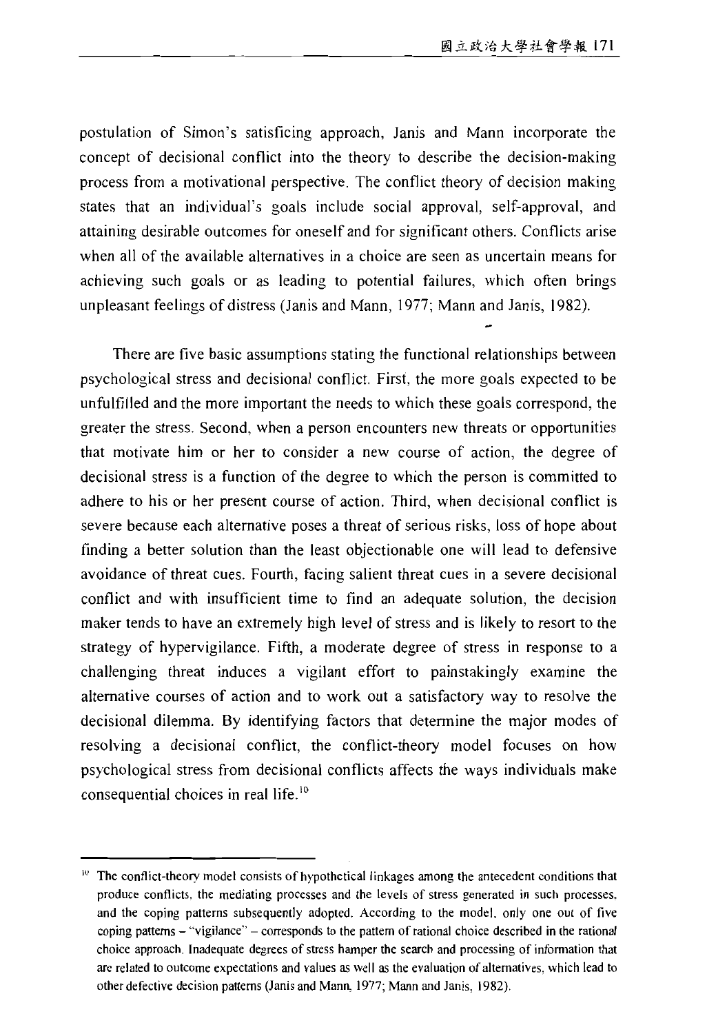postulation of Simon's satisficing approach, Janis and Mann incorporate the concept of decisional conflict into the theory to describe the decision-making process from a motivational perspective. The conflict theory of decision making states that an individual's goals include social approval, self-approval, and attaining desirable outcomes for oneself and for significant others. Conflicts arise when all of the available alternatives in a choice are seen as uncertain means for achieving such goals or as leading to potential failures, which often brings unpleasant feelings of distress (Janis and Mann, 1977; Mann and Janis, 1982).

There are five basic assumptions stating the functional relationships between psychological stress and decisional conflict. First, the more goals expected to be unfulfilled and the more important the needs to which these goals correspond, the greater the stress. Second, when a person encounters new threats or opportunities that motivate him or her to consider a new course of action, the degree of decisional stress is a function of the degree to which the person is committed to adhere to his or her present course of action. Third, when decisional conflict is severe because each alternative poses a threat of serious risks, loss of hope about finding a better solution than the least objectionable one will lead to defensive avoidance of threat cues. Fourth, facing salient threat cues in a severe decisional conflict and with insufficient time to find an adequate solution, the decision maker tends to have an extremely high level of stress and is likely to resort to the strategy of hypervigilance. Fifth, a moderate degree of stress in response to a challenging threat induces a vigilant effort to painstakingly examine the alternative courses of action and to work out a satisfactory way to resolve the decisional dilemma. By identifying factors that determine the major modes of resolving a decisional conflict, the conflict-theory model focuses on how psychological stress from decisional conflicts affects the ways individuals make consequential choices in real life.[10]

---

[10] The conflict-theory model consists of hypothetical linkages among the antecedent conditions that produce conflicts, the mediating processes and the levels of stress generated in such processes, and the coping patterns subsequently adopted. According to the model, only one out of five coping patterns – "vigilance" – corresponds to the pattern of rational choice described in the rational choice approach. Inadequate degrees of stress hamper the search and processing of information that are related to outcome expectations and values as well as the evaluation of alternatives, which lead to other defective decision patterns (Janis and Mann, 1977; Mann and Janis, 1982).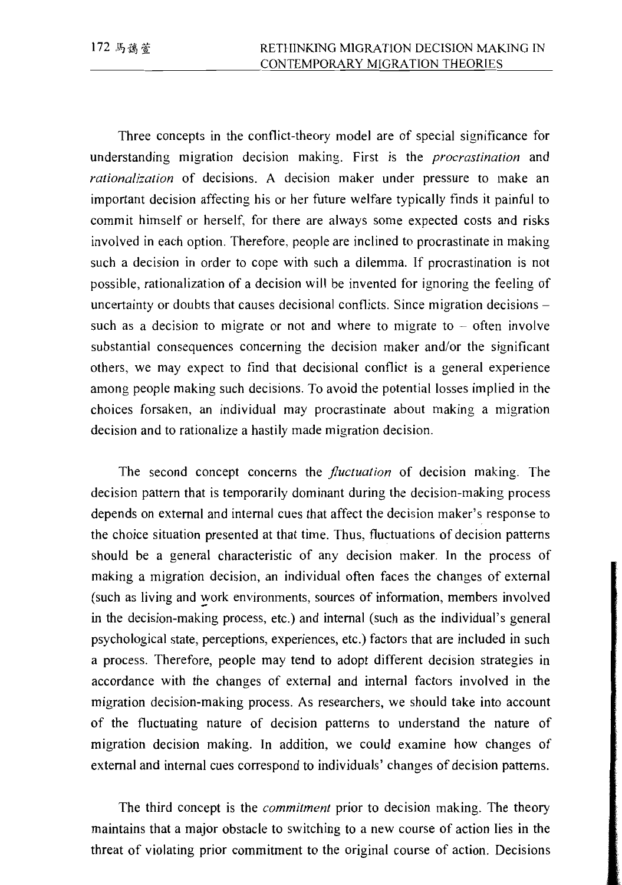Three concepts in the conflict-theory model are of special significance for understanding migration decision making. First is the *procrastination* and *rationalization* of decisions. A decision maker under pressure to make an important decision affecting his or her future welfare typically finds it painful to commit himself or herself, for there are always some expected costs and risks involved in each option. Therefore, people are inclined to procrastinate in making such a decision in order to cope with such a dilemma. If procrastination is not possible, rationalization of a decision will be invented for ignoring the feeling of uncertainty or doubts that causes decisional conflicts. Since migration decisions – such as a decision to migrate or not and where to migrate to – often involve substantial consequences concerning the decision maker and/or the significant others, we may expect to find that decisional conflict is a general experience among people making such decisions. To avoid the potential losses implied in the choices forsaken, an individual may procrastinate about making a migration decision and to rationalize a hastily made migration decision.

The second concept concerns the *fluctuation* of decision making. The decision pattern that is temporarily dominant during the decision-making process depends on external and internal cues that affect the decision maker's response to the choice situation presented at that time. Thus, fluctuations of decision patterns should be a general characteristic of any decision maker. In the process of making a migration decision, an individual often faces the changes of external (such as living and work environments, sources of information, members involved in the decision-making process, etc.) and internal (such as the individual's general psychological state, perceptions, experiences, etc.) factors that are included in such a process. Therefore, people may tend to adopt different decision strategies in accordance with the changes of external and internal factors involved in the migration decision-making process. As researchers, we should take into account of the fluctuating nature of decision patterns to understand the nature of migration decision making. In addition, we could examine how changes of external and internal cues correspond to individuals' changes of decision patterns.

The third concept is the *commitment* prior to decision making. The theory maintains that a major obstacle to switching to a new course of action lies in the threat of violating prior commitment to the original course of action. Decisions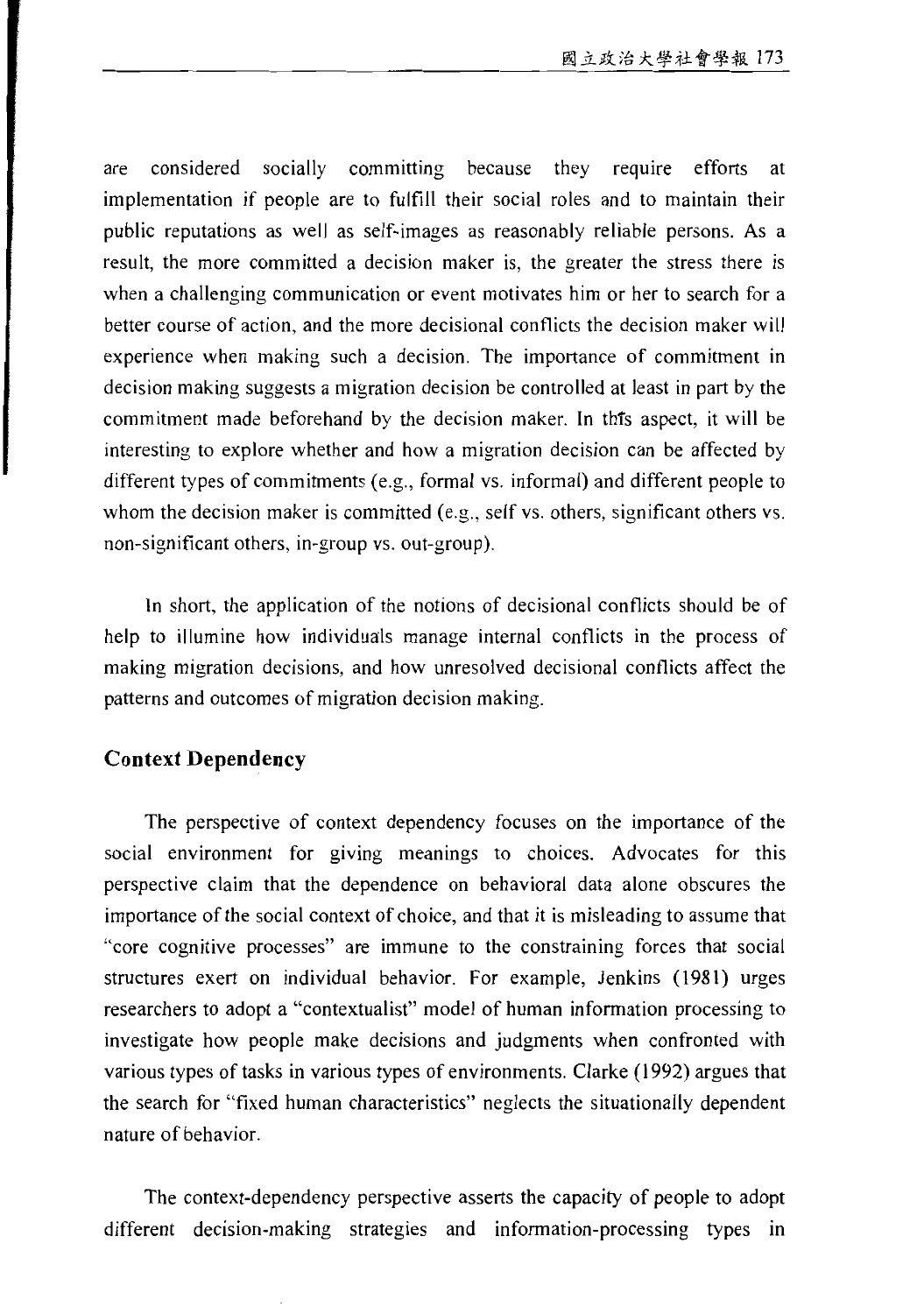are considered socially committing because they require efforts at implementation if people are to fulfill their social roles and to maintain their public reputations as well as self-images as reasonably reliable persons. As a result, the more committed a decision maker is, the greater the stress there is when a challenging communication or event motivates him or her to search for a better course of action, and the more decisional conflicts the decision maker will experience when making such a decision. The importance of commitment in decision making suggests a migration decision be controlled at least in part by the commitment made beforehand by the decision maker. In this aspect, it will be interesting to explore whether and how a migration decision can be affected by different types of commitments (e.g., formal vs. informal) and different people to whom the decision maker is committed (e.g., self vs. others, significant others vs. non-significant others, in-group vs. out-group).

In short, the application of the notions of decisional conflicts should be of help to illumine how individuals manage internal conflicts in the process of making migration decisions, and how unresolved decisional conflicts affect the patterns and outcomes of migration decision making.

## Context Dependency

The perspective of context dependency focuses on the importance of the social environment for giving meanings to choices. Advocates for this perspective claim that the dependence on behavioral data alone obscures the importance of the social context of choice, and that it is misleading to assume that "core cognitive processes" are immune to the constraining forces that social structures exert on individual behavior. For example, Jenkins (1981) urges researchers to adopt a "contextualist" model of human information processing to investigate how people make decisions and judgments when confronted with various types of tasks in various types of environments. Clarke (1992) argues that the search for "fixed human characteristics" neglects the situationally dependent nature of behavior.

The context-dependency perspective asserts the capacity of people to adopt different decision-making strategies and information-processing types in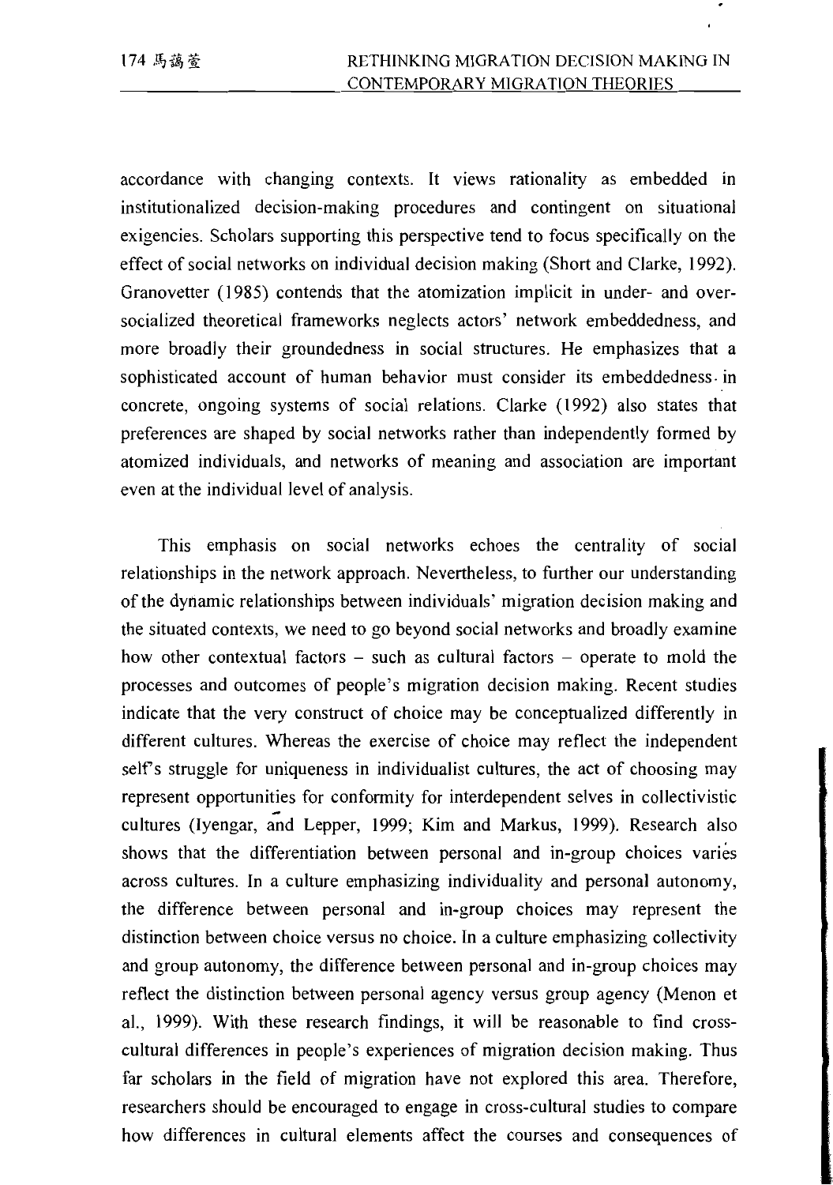accordance with changing contexts. It views rationality as embedded in institutionalized decision-making procedures and contingent on situational exigencies. Scholars supporting this perspective tend to focus specifically on the effect of social networks on individual decision making (Short and Clarke, 1992). Granovetter (1985) contends that the atomization implicit in under- and over-socialized theoretical frameworks neglects actors' network embeddedness, and more broadly their groundedness in social structures. He emphasizes that a sophisticated account of human behavior must consider its embeddedness in concrete, ongoing systems of social relations. Clarke (1992) also states that preferences are shaped by social networks rather than independently formed by atomized individuals, and networks of meaning and association are important even at the individual level of analysis.

This emphasis on social networks echoes the centrality of social relationships in the network approach. Nevertheless, to further our understanding of the dynamic relationships between individuals' migration decision making and the situated contexts, we need to go beyond social networks and broadly examine how other contextual factors – such as cultural factors – operate to mold the processes and outcomes of people's migration decision making. Recent studies indicate that the very construct of choice may be conceptualized differently in different cultures. Whereas the exercise of choice may reflect the independent self's struggle for uniqueness in individualist cultures, the act of choosing may represent opportunities for conformity for interdependent selves in collectivistic cultures (Iyengar, and Lepper, 1999; Kim and Markus, 1999). Research also shows that the differentiation between personal and in-group choices varies across cultures. In a culture emphasizing individuality and personal autonomy, the difference between personal and in-group choices may represent the distinction between choice versus no choice. In a culture emphasizing collectivity and group autonomy, the difference between personal and in-group choices may reflect the distinction between personal agency versus group agency (Menon et al., 1999). With these research findings, it will be reasonable to find cross-cultural differences in people's experiences of migration decision making. Thus far scholars in the field of migration have not explored this area. Therefore, researchers should be encouraged to engage in cross-cultural studies to compare how differences in cultural elements affect the courses and consequences of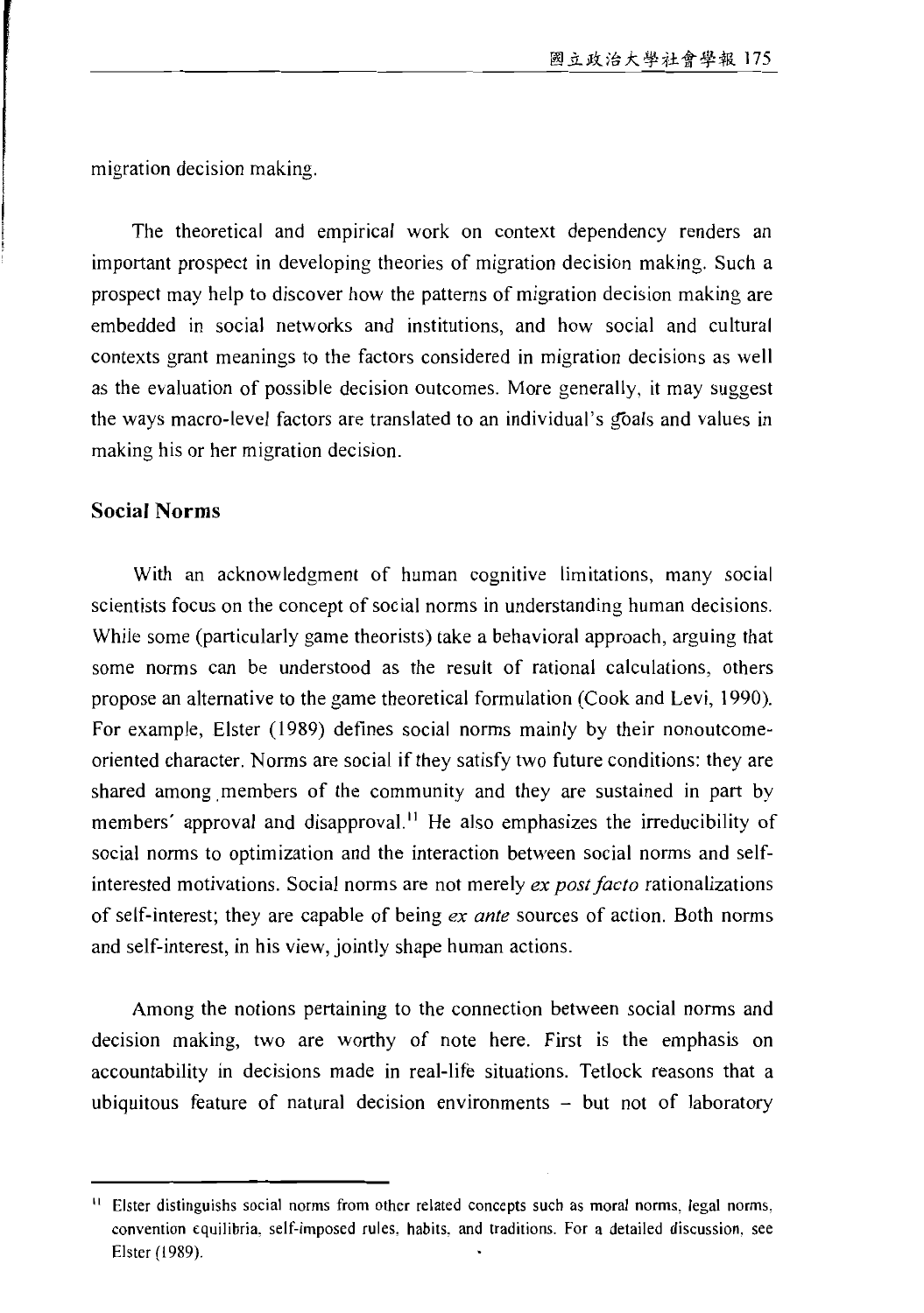migration decision making.

The theoretical and empirical work on context dependency renders an important prospect in developing theories of migration decision making. Such a prospect may help to discover how the patterns of migration decision making are embedded in social networks and institutions, and how social and cultural contexts grant meanings to the factors considered in migration decisions as well as the evaluation of possible decision outcomes. More generally, it may suggest the ways macro-level factors are translated to an individual's goals and values in making his or her migration decision.

## Social Norms

With an acknowledgment of human cognitive limitations, many social scientists focus on the concept of social norms in understanding human decisions. While some (particularly game theorists) take a behavioral approach, arguing that some norms can be understood as the result of rational calculations, others propose an alternative to the game theoretical formulation (Cook and Levi, 1990). For example, Elster (1989) defines social norms mainly by their nonoutcome-oriented character. Norms are social if they satisfy two future conditions: they are shared among members of the community and they are sustained in part by members' approval and disapproval.[11] He also emphasizes the irreducibility of social norms to optimization and the interaction between social norms and self-interested motivations. Social norms are not merely *ex post facto* rationalizations of self-interest; they are capable of being *ex ante* sources of action. Both norms and self-interest, in his view, jointly shape human actions.

Among the notions pertaining to the connection between social norms and decision making, two are worthy of note here. First is the emphasis on accountability in decisions made in real-life situations. Tetlock reasons that a ubiquitous feature of natural decision environments – but not of laboratory

[11] Elster distinguishs social norms from other related concepts such as moral norms, legal norms, convention equilibria, self-imposed rules, habits, and traditions. For a detailed discussion, see Elster (1989).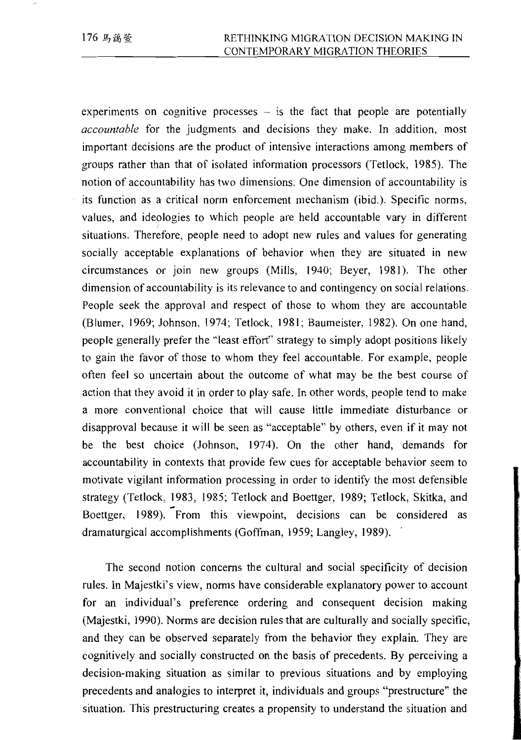experiments on cognitive processes – is the fact that people are potentially *accountable* for the judgments and decisions they make. In addition, most important decisions are the product of intensive interactions among members of groups rather than that of isolated information processors (Tetlock, 1985). The notion of accountability has two dimensions. One dimension of accountability is its function as a critical norm enforcement mechanism (ibid.). Specific norms, values, and ideologies to which people are held accountable vary in different situations. Therefore, people need to adopt new rules and values for generating socially acceptable explanations of behavior when they are situated in new circumstances or join new groups (Mills, 1940; Beyer, 1981). The other dimension of accountability is its relevance to and contingency on social relations. People seek the approval and respect of those to whom they are accountable (Blumer, 1969; Johnson, 1974; Tetlock, 1981; Baumeister, 1982). On one hand, people generally prefer the "least effort" strategy to simply adopt positions likely to gain the favor of those to whom they feel accountable. For example, people often feel so uncertain about the outcome of what may be the best course of action that they avoid it in order to play safe. In other words, people tend to make a more conventional choice that will cause little immediate disturbance or disapproval because it will be seen as "acceptable" by others, even if it may not be the best choice (Johnson, 1974). On the other hand, demands for accountability in contexts that provide few cues for acceptable behavior seem to motivate vigilant information processing in order to identify the most defensible strategy (Tetlock, 1983, 1985; Tetlock and Boettger, 1989; Tetlock, Skitka, and Boettger, 1989). From this viewpoint, decisions can be considered as dramaturgical accomplishments (Goffman, 1959; Langley, 1989).

The second notion concerns the cultural and social specificity of decision rules. In Majestki's view, norms have considerable explanatory power to account for an individual's preference ordering and consequent decision making (Majestki, 1990). Norms are decision rules that are culturally and socially specific, and they can be observed separately from the behavior they explain. They are cognitively and socially constructed on the basis of precedents. By perceiving a decision-making situation as similar to previous situations and by employing precedents and analogies to interpret it, individuals and groups "prestructure" the situation. This prestructuring creates a propensity to understand the situation and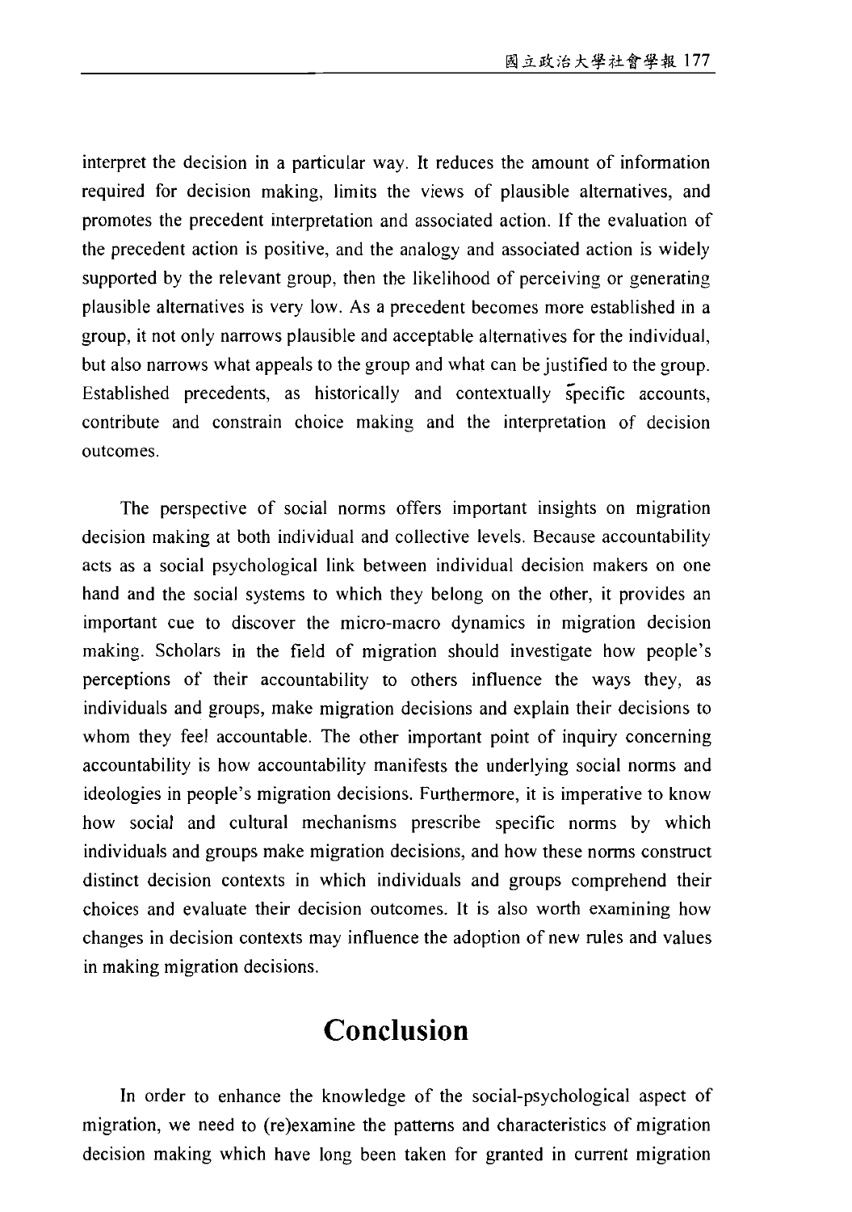interpret the decision in a particular way. It reduces the amount of information required for decision making, limits the views of plausible alternatives, and promotes the precedent interpretation and associated action. If the evaluation of the precedent action is positive, and the analogy and associated action is widely supported by the relevant group, then the likelihood of perceiving or generating plausible alternatives is very low. As a precedent becomes more established in a group, it not only narrows plausible and acceptable alternatives for the individual, but also narrows what appeals to the group and what can be justified to the group. Established precedents, as historically and contextually specific accounts, contribute and constrain choice making and the interpretation of decision outcomes.

The perspective of social norms offers important insights on migration decision making at both individual and collective levels. Because accountability acts as a social psychological link between individual decision makers on one hand and the social systems to which they belong on the other, it provides an important cue to discover the micro-macro dynamics in migration decision making. Scholars in the field of migration should investigate how people's perceptions of their accountability to others influence the ways they, as individuals and groups, make migration decisions and explain their decisions to whom they feel accountable. The other important point of inquiry concerning accountability is how accountability manifests the underlying social norms and ideologies in people's migration decisions. Furthermore, it is imperative to know how social and cultural mechanisms prescribe specific norms by which individuals and groups make migration decisions, and how these norms construct distinct decision contexts in which individuals and groups comprehend their choices and evaluate their decision outcomes. It is also worth examining how changes in decision contexts may influence the adoption of new rules and values in making migration decisions.

# Conclusion

In order to enhance the knowledge of the social-psychological aspect of migration, we need to (re)examine the patterns and characteristics of migration decision making which have long been taken for granted in current migration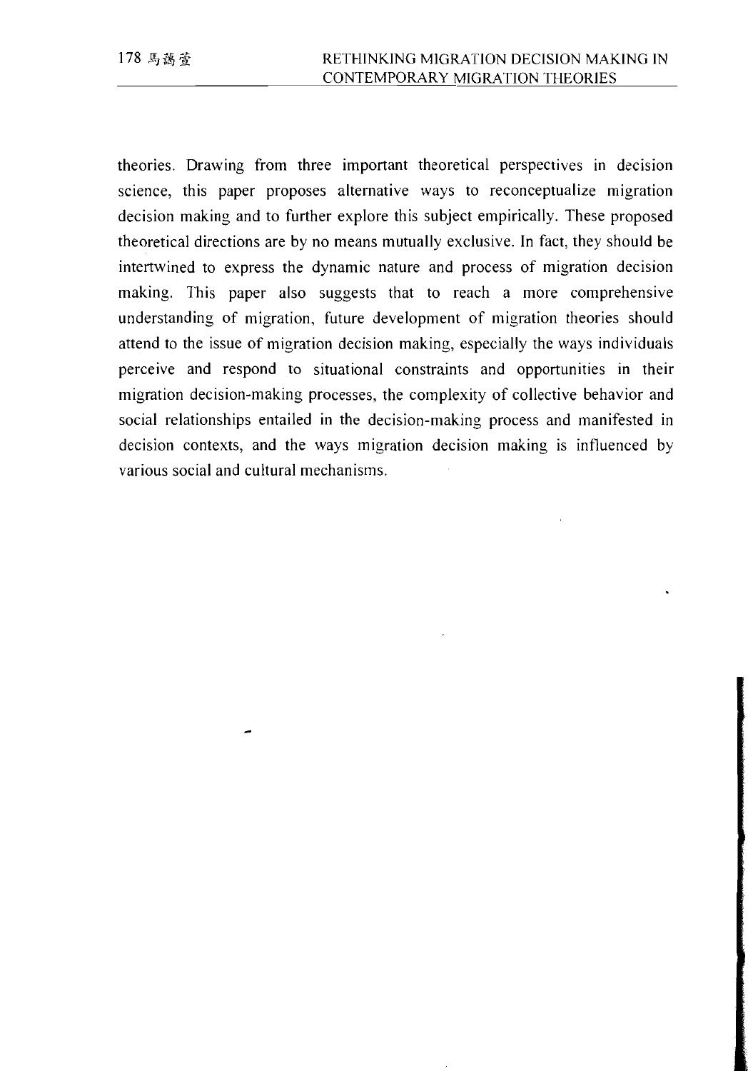theories. Drawing from three important theoretical perspectives in decision science, this paper proposes alternative ways to reconceptualize migration decision making and to further explore this subject empirically. These proposed theoretical directions are by no means mutually exclusive. In fact, they should be intertwined to express the dynamic nature and process of migration decision making. This paper also suggests that to reach a more comprehensive understanding of migration, future development of migration theories should attend to the issue of migration decision making, especially the ways individuals perceive and respond to situational constraints and opportunities in their migration decision-making processes, the complexity of collective behavior and social relationships entailed in the decision-making process and manifested in decision contexts, and the ways migration decision making is influenced by various social and cultural mechanisms.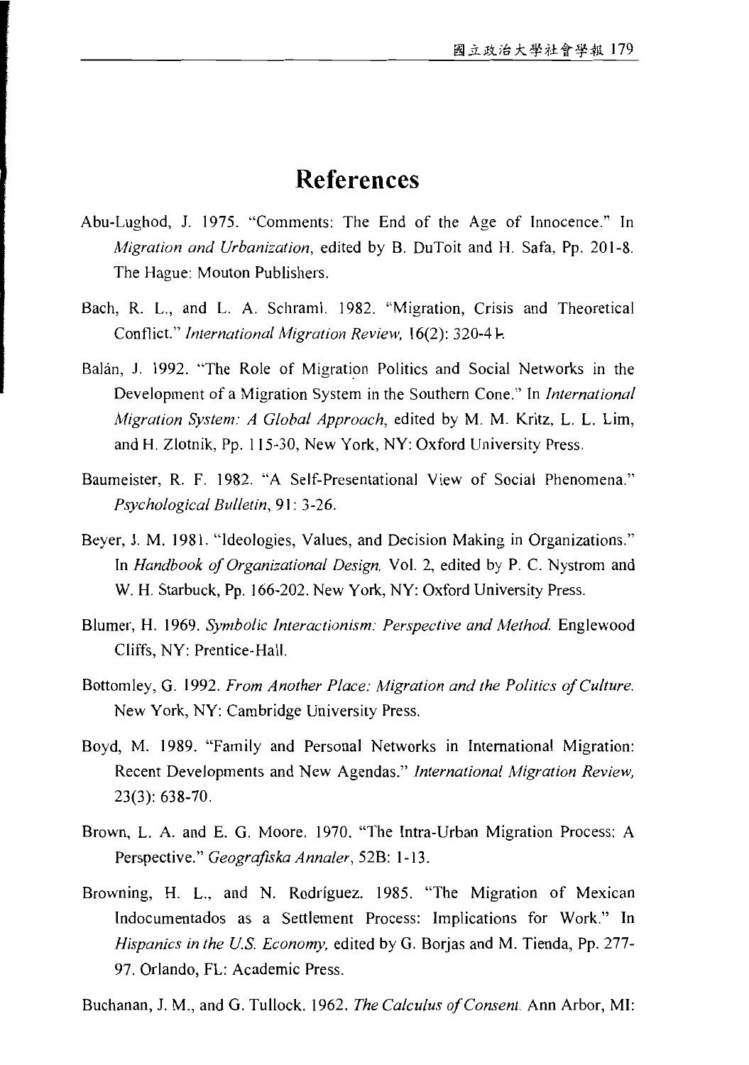# References

Abu-Lughod, J. 1975. "Comments: The End of the Age of Innocence." In *Migration and Urbanization*, edited by B. DuToit and H. Safa, Pp. 201-8. The Hague: Mouton Publishers.

Bach, R. L., and L. A. Schraml. 1982. "Migration, Crisis and Theoretical Conflict." *International Migration Review*, 16(2): 320-41.

Balán, J. 1992. "The Role of Migration Politics and Social Networks in the Development of a Migration System in the Southern Cone." In *International Migration System: A Global Approach*, edited by M. M. Kritz, L. L. Lim, and H. Zlotnik, Pp. 115-30, New York, NY: Oxford University Press.

Baumeister, R. F. 1982. "A Self-Presentational View of Social Phenomena." *Psychological Bulletin*, 91: 3-26.

Beyer, J. M. 1981. "Ideologies, Values, and Decision Making in Organizations." In *Handbook of Organizational Design*, Vol. 2, edited by P. C. Nystrom and W. H. Starbuck, Pp. 166-202. New York, NY: Oxford University Press.

Blumer, H. 1969. *Symbolic Interactionism: Perspective and Method.* Englewood Cliffs, NY: Prentice-Hall.

Bottomley, G. 1992. *From Another Place: Migration and the Politics of Culture.* New York, NY: Cambridge University Press.

Boyd, M. 1989. "Family and Personal Networks in International Migration: Recent Developments and New Agendas." *International Migration Review*, 23(3): 638-70.

Brown, L. A. and E. G. Moore. 1970. "The Intra-Urban Migration Process: A Perspective." *Geografiska Annaler*, 52B: 1-13.

Browning, H. L., and N. Rodríguez. 1985. "The Migration of Mexican Indocumentados as a Settlement Process: Implications for Work." In *Hispanics in the U.S. Economy*, edited by G. Borjas and M. Tienda, Pp. 277-97. Orlando, FL: Academic Press.

Buchanan, J. M., and G. Tullock. 1962. *The Calculus of Consent.* Ann Arbor, MI: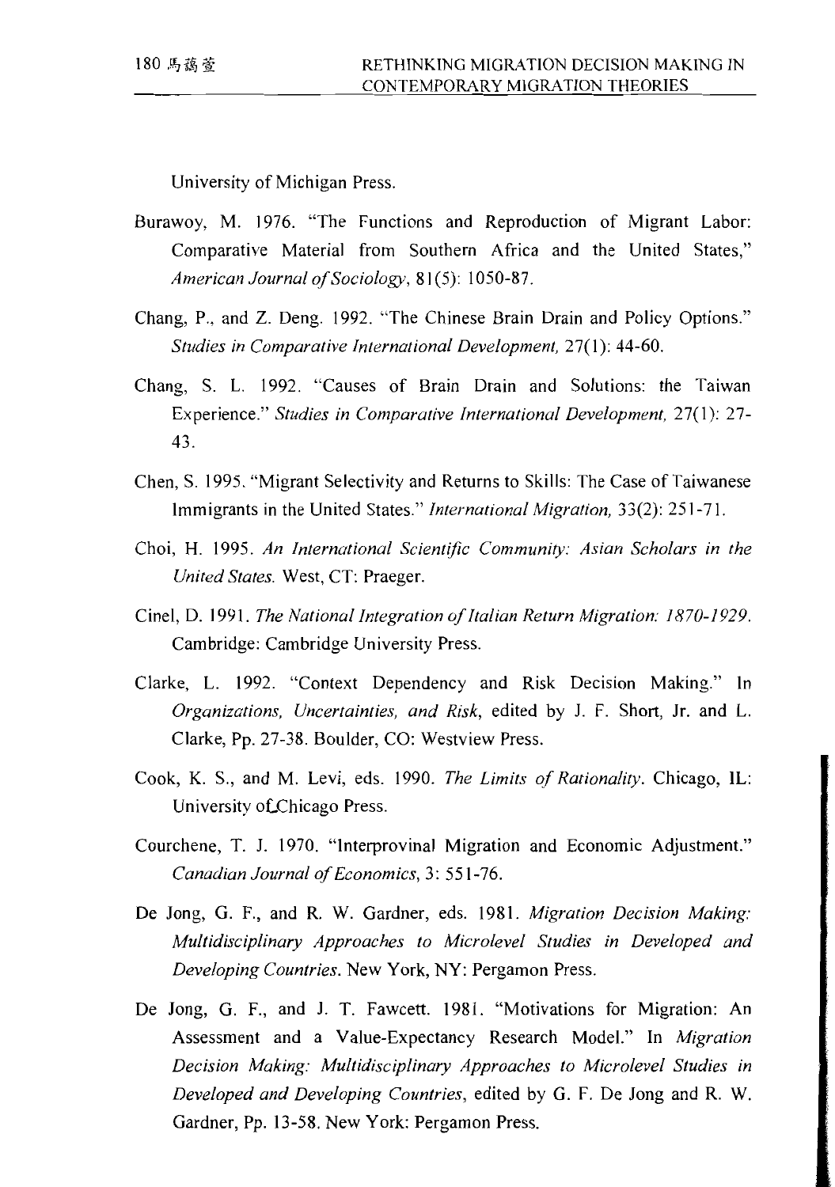University of Michigan Press.

Burawoy, M. 1976. "The Functions and Reproduction of Migrant Labor: Comparative Material from Southern Africa and the United States," *American Journal of Sociology*, 81(5): 1050-87.

Chang, P., and Z. Deng. 1992. "The Chinese Brain Drain and Policy Options." *Studies in Comparative International Development*, 27(1): 44-60.

Chang, S. L. 1992. "Causes of Brain Drain and Solutions: the Taiwan Experience." *Studies in Comparative International Development*, 27(1): 27-43.

Chen, S. 1995. "Migrant Selectivity and Returns to Skills: The Case of Taiwanese Immigrants in the United States." *International Migration*, 33(2): 251-71.

Choi, H. 1995. *An International Scientific Community: Asian Scholars in the United States.* West, CT: Praeger.

Cinel, D. 1991. *The National Integration of Italian Return Migration: 1870-1929.* Cambridge: Cambridge University Press.

Clarke, L. 1992. "Context Dependency and Risk Decision Making." In *Organizations, Uncertainties, and Risk*, edited by J. F. Short, Jr. and L. Clarke, Pp. 27-38. Boulder, CO: Westview Press.

Cook, K. S., and M. Levi, eds. 1990. *The Limits of Rationality*. Chicago, IL: University of Chicago Press.

Courchene, T. J. 1970. "Interprovinal Migration and Economic Adjustment." *Canadian Journal of Economics*, 3: 551-76.

De Jong, G. F., and R. W. Gardner, eds. 1981. *Migration Decision Making: Multidisciplinary Approaches to Microlevel Studies in Developed and Developing Countries*. New York, NY: Pergamon Press.

De Jong, G. F., and J. T. Fawcett. 1981. "Motivations for Migration: An Assessment and a Value-Expectancy Research Model." In *Migration Decision Making: Multidisciplinary Approaches to Microlevel Studies in Developed and Developing Countries*, edited by G. F. De Jong and R. W. Gardner, Pp. 13-58. New York: Pergamon Press.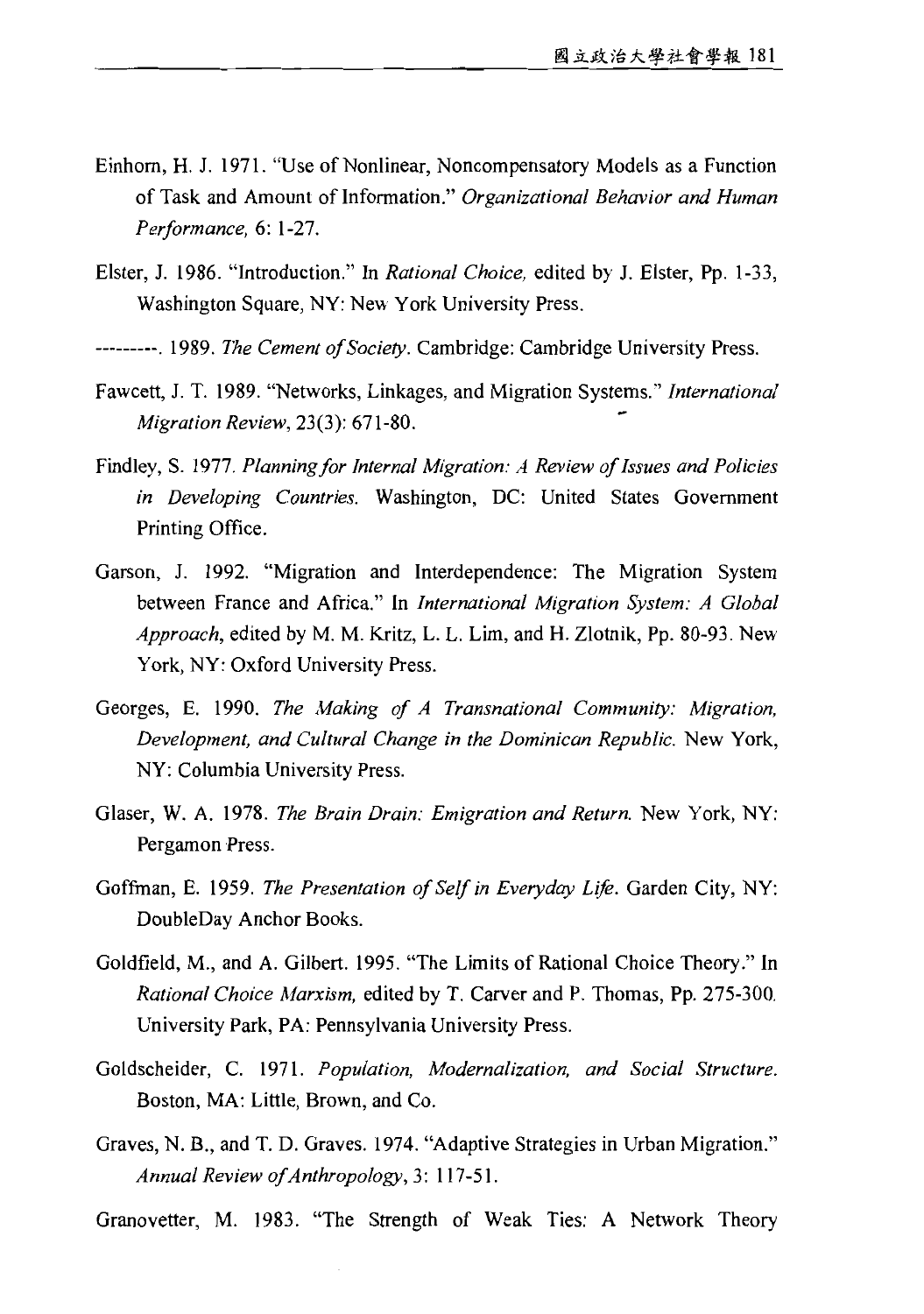Einhorn, H. J. 1971. "Use of Nonlinear, Noncompensatory Models as a Function of Task and Amount of Information." *Organizational Behavior and Human Performance,* 6: 1-27.

Elster, J. 1986. "Introduction." In *Rational Choice,* edited by J. Elster, Pp. 1-33, Washington Square, NY: New York University Press.

---------. 1989. *The Cement of Society*. Cambridge: Cambridge University Press.

Fawcett, J. T. 1989. "Networks, Linkages, and Migration Systems." *International Migration Review*, 23(3): 671-80.

Findley, S. 1977. *Planning for Internal Migration: A Review of Issues and Policies in Developing Countries.* Washington, DC: United States Government Printing Office.

Garson, J. 1992. "Migration and Interdependence: The Migration System between France and Africa." In *International Migration System: A Global Approach*, edited by M. M. Kritz, L. L. Lim, and H. Zlotnik, Pp. 80-93. New York, NY: Oxford University Press.

Georges, E. 1990. *The Making of A Transnational Community: Migration, Development, and Cultural Change in the Dominican Republic.* New York, NY: Columbia University Press.

Glaser, W. A. 1978. *The Brain Drain: Emigration and Return.* New York, NY: Pergamon Press.

Goffman, E. 1959. *The Presentation of Self in Everyday Life*. Garden City, NY: DoubleDay Anchor Books.

Goldfield, M., and A. Gilbert. 1995. "The Limits of Rational Choice Theory." In *Rational Choice Marxism,* edited by T. Carver and P. Thomas, Pp. 275-300. University Park, PA: Pennsylvania University Press.

Goldscheider, C. 1971. *Population, Modernalization, and Social Structure.* Boston, MA: Little, Brown, and Co.

Graves, N. B., and T. D. Graves. 1974. "Adaptive Strategies in Urban Migration." *Annual Review of Anthropology*, 3: 117-51.

Granovetter, M. 1983. "The Strength of Weak Ties: A Network Theory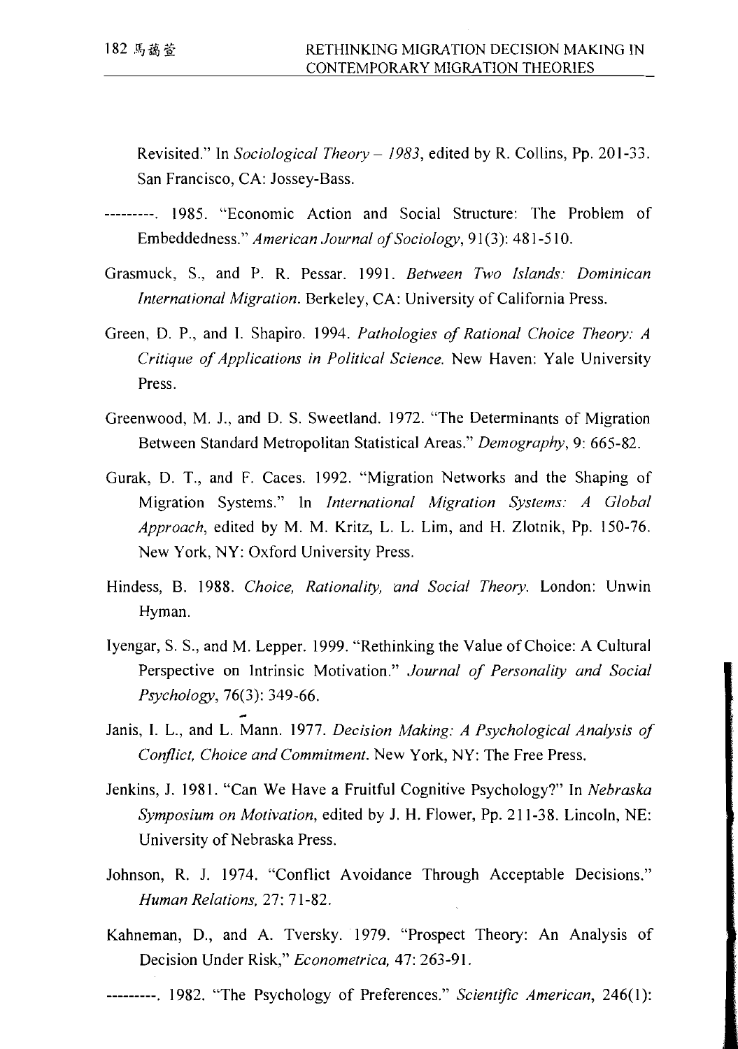Revisited." In *Sociological Theory – 1983*, edited by R. Collins, Pp. 201-33. San Francisco, CA: Jossey-Bass.

---------. 1985. "Economic Action and Social Structure: The Problem of Embeddedness." *American Journal of Sociology*, 91(3): 481-510.

Grasmuck, S., and P. R. Pessar. 1991. *Between Two Islands: Dominican International Migration*. Berkeley, CA: University of California Press.

Green, D. P., and I. Shapiro. 1994. *Pathologies of Rational Choice Theory: A Critique of Applications in Political Science*. New Haven: Yale University Press.

Greenwood, M. J., and D. S. Sweetland. 1972. "The Determinants of Migration Between Standard Metropolitan Statistical Areas." *Demography*, 9: 665-82.

Gurak, D. T., and F. Caces. 1992. "Migration Networks and the Shaping of Migration Systems." In *International Migration Systems: A Global Approach*, edited by M. M. Kritz, L. L. Lim, and H. Zlotnik, Pp. 150-76. New York, NY: Oxford University Press.

Hindess, B. 1988. *Choice, Rationality, and Social Theory*. London: Unwin Hyman.

Iyengar, S. S., and M. Lepper. 1999. "Rethinking the Value of Choice: A Cultural Perspective on Intrinsic Motivation." *Journal of Personality and Social Psychology*, 76(3): 349-66.

Janis, I. L., and L. Mann. 1977. *Decision Making: A Psychological Analysis of Conflict, Choice and Commitment*. New York, NY: The Free Press.

Jenkins, J. 1981. "Can We Have a Fruitful Cognitive Psychology?" In *Nebraska Symposium on Motivation*, edited by J. H. Flower, Pp. 211-38. Lincoln, NE: University of Nebraska Press.

Johnson, R. J. 1974. "Conflict Avoidance Through Acceptable Decisions." *Human Relations*, 27: 71-82.

Kahneman, D., and A. Tversky. 1979. "Prospect Theory: An Analysis of Decision Under Risk," *Econometrica*, 47: 263-91.

---------. 1982. "The Psychology of Preferences." *Scientific American*, 246(1):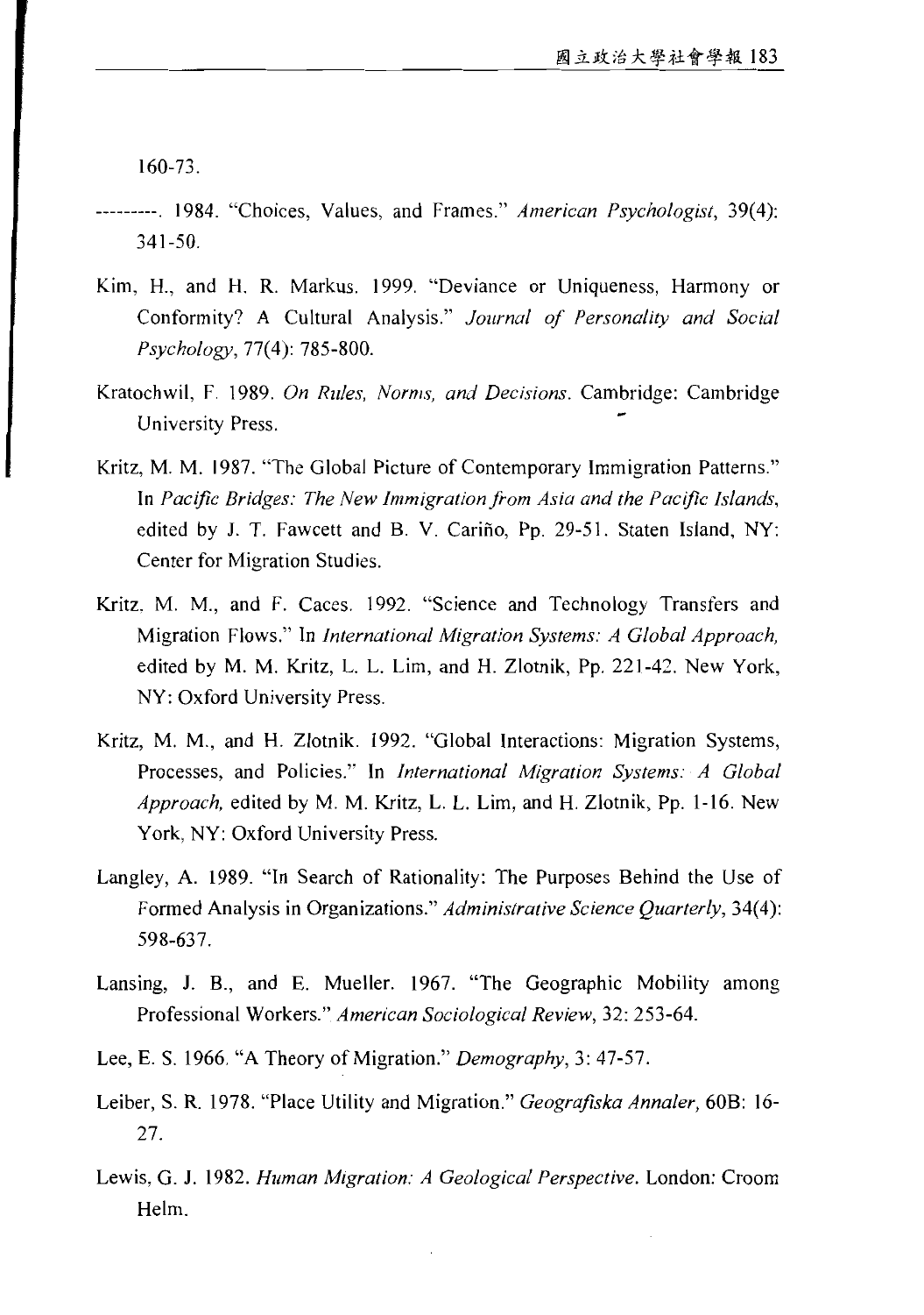160-73.

---------. 1984. "Choices, Values, and Frames." *American Psychologist*, 39(4): 341-50.

Kim, H., and H. R. Markus. 1999. "Deviance or Uniqueness, Harmony or Conformity? A Cultural Analysis." *Journal of Personality and Social Psychology*, 77(4): 785-800.

Kratochwil, F. 1989. *On Rules, Norms, and Decisions*. Cambridge: Cambridge University Press.

Kritz, M. M. 1987. "The Global Picture of Contemporary Immigration Patterns." In *Pacific Bridges: The New Immigration from Asia and the Pacific Islands*, edited by J. T. Fawcett and B. V. Cariño, Pp. 29-51. Staten Island, NY: Center for Migration Studies.

Kritz, M. M., and F. Caces. 1992. "Science and Technology Transfers and Migration Flows." In *International Migration Systems: A Global Approach,* edited by M. M. Kritz, L. L. Lim, and H. Zlotnik, Pp. 221-42. New York, NY: Oxford University Press.

Kritz, M. M., and H. Zlotnik. 1992. "Global Interactions: Migration Systems, Processes, and Policies." In *International Migration Systems: A Global Approach,* edited by M. M. Kritz, L. L. Lim, and H. Zlotnik, Pp. 1-16. New York, NY: Oxford University Press.

Langley, A. 1989. "In Search of Rationality: The Purposes Behind the Use of Formed Analysis in Organizations." *Administrative Science Quarterly*, 34(4): 598-637.

Lansing, J. B., and E. Mueller. 1967. "The Geographic Mobility among Professional Workers." *American Sociological Review*, 32: 253-64.

Lee, E. S. 1966. "A Theory of Migration." *Demography*, 3: 47-57.

Leiber, S. R. 1978. "Place Utility and Migration." *Geografiska Annaler*, 60B: 16-27.

Lewis, G. J. 1982. *Human Migration: A Geological Perspective*. London: Croom Helm.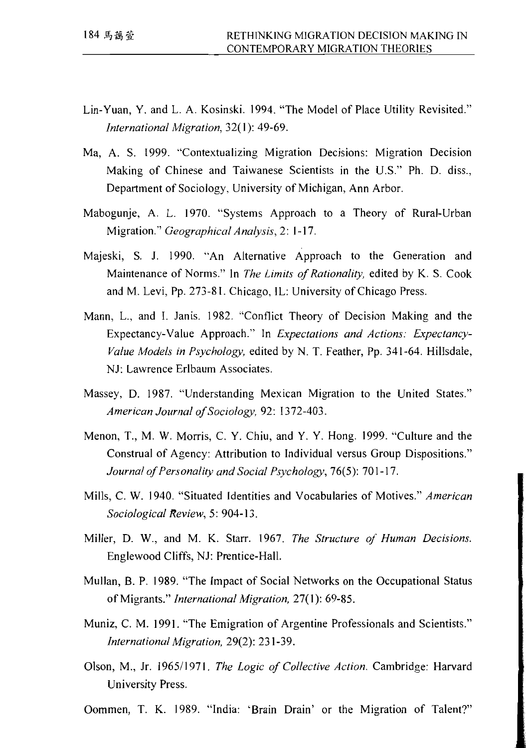Lin-Yuan, Y. and L. A. Kosinski. 1994. "The Model of Place Utility Revisited." *International Migration*, 32(1): 49-69.

Ma, A. S. 1999. "Contextualizing Migration Decisions: Migration Decision Making of Chinese and Taiwanese Scientists in the U.S." Ph. D. diss., Department of Sociology, University of Michigan, Ann Arbor.

Mabogunje, A. L. 1970. "Systems Approach to a Theory of Rural-Urban Migration." *Geographical Analysis*, 2: 1-17.

Majeski, S. J. 1990. "An Alternative Approach to the Generation and Maintenance of Norms." In *The Limits of Rationality*, edited by K. S. Cook and M. Levi, Pp. 273-81. Chicago, IL: University of Chicago Press.

Mann, L., and I. Janis. 1982. "Conflict Theory of Decision Making and the Expectancy-Value Approach." In *Expectations and Actions: Expectancy-Value Models in Psychology*, edited by N. T. Feather, Pp. 341-64. Hillsdale, NJ: Lawrence Erlbaum Associates.

Massey, D. 1987. "Understanding Mexican Migration to the United States." *American Journal of Sociology*, 92: 1372-403.

Menon, T., M. W. Morris, C. Y. Chiu, and Y. Y. Hong. 1999. "Culture and the Construal of Agency: Attribution to Individual versus Group Dispositions." *Journal of Personality and Social Psychology*, 76(5): 701-17.

Mills, C. W. 1940. "Situated Identities and Vocabularies of Motives." *American Sociological Review*, 5: 904-13.

Miller, D. W., and M. K. Starr. 1967. *The Structure of Human Decisions*. Englewood Cliffs, NJ: Prentice-Hall.

Mullan, B. P. 1989. "The Impact of Social Networks on the Occupational Status of Migrants." *International Migration*, 27(1): 69-85.

Muniz, C. M. 1991. "The Emigration of Argentine Professionals and Scientists." *International Migration*, 29(2): 231-39.

Olson, M., Jr. 1965/1971. *The Logic of Collective Action*. Cambridge: Harvard University Press.

Oommen, T. K. 1989. "India: 'Brain Drain' or the Migration of Talent?"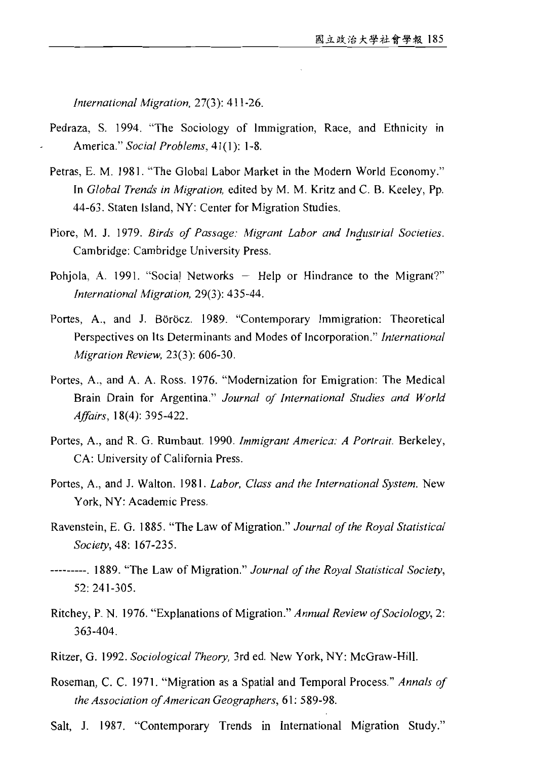*International Migration*, 27(3): 411-26.

Pedraza, S. 1994. "The Sociology of Immigration, Race, and Ethnicity in America." *Social Problems*, 41(1): 1-8.

Petras, E. M. 1981. "The Global Labor Market in the Modern World Economy." In *Global Trends in Migration*, edited by M. M. Kritz and C. B. Keeley, Pp. 44-63. Staten Island, NY: Center for Migration Studies.

Piore, M. J. 1979. *Birds of Passage: Migrant Labor and Industrial Societies*. Cambridge: Cambridge University Press.

Pohjola, A. 1991. "Social Networks — Help or Hindrance to the Migrant?" *International Migration*, 29(3): 435-44.

Portes, A., and J. Böröcz. 1989. "Contemporary Immigration: Theoretical Perspectives on Its Determinants and Modes of Incorporation." *International Migration Review*, 23(3): 606-30.

Portes, A., and A. A. Ross. 1976. "Modernization for Emigration: The Medical Brain Drain for Argentina." *Journal of International Studies and World Affairs*, 18(4): 395-422.

Portes, A., and R. G. Rumbaut. 1990. *Immigrant America: A Portrait*. Berkeley, CA: University of California Press.

Portes, A., and J. Walton. 1981. *Labor, Class and the International System*. New York, NY: Academic Press.

Ravenstein, E. G. 1885. "The Law of Migration." *Journal of the Royal Statistical Society*, 48: 167-235.

---------. 1889. "The Law of Migration." *Journal of the Royal Statistical Society*, 52: 241-305.

Ritchey, P. N. 1976. "Explanations of Migration." *Annual Review of Sociology*, 2: 363-404.

Ritzer, G. 1992. *Sociological Theory*, 3rd ed. New York, NY: McGraw-Hill.

Roseman, C. C. 1971. "Migration as a Spatial and Temporal Process." *Annals of the Association of American Geographers*, 61: 589-98.

Salt, J. 1987. "Contemporary Trends in International Migration Study."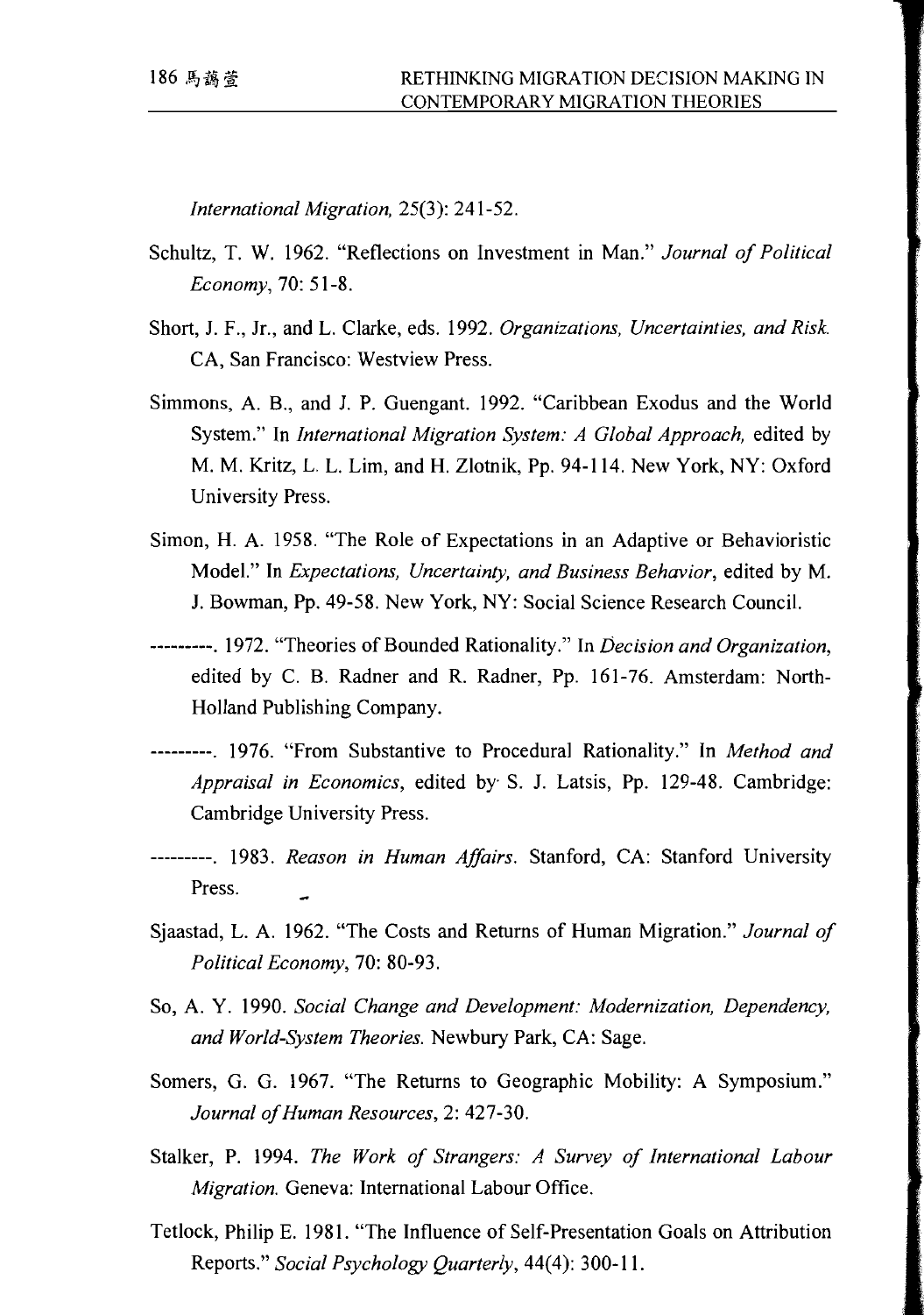*International Migration*, 25(3): 241-52.

Schultz, T. W. 1962. "Reflections on Investment in Man." *Journal of Political Economy*, 70: 51-8.

Short, J. F., Jr., and L. Clarke, eds. 1992. *Organizations, Uncertainties, and Risk.* CA, San Francisco: Westview Press.

Simmons, A. B., and J. P. Guengant. 1992. "Caribbean Exodus and the World System." In *International Migration System: A Global Approach,* edited by M. M. Kritz, L. L. Lim, and H. Zlotnik, Pp. 94-114. New York, NY: Oxford University Press.

Simon, H. A. 1958. "The Role of Expectations in an Adaptive or Behavioristic Model." In *Expectations, Uncertainty, and Business Behavior*, edited by M. J. Bowman, Pp. 49-58. New York, NY: Social Science Research Council.

---------. 1972. "Theories of Bounded Rationality." In *Decision and Organization*, edited by C. B. Radner and R. Radner, Pp. 161-76. Amsterdam: North-Holland Publishing Company.

---------. 1976. "From Substantive to Procedural Rationality." In *Method and Appraisal in Economics*, edited by S. J. Latsis, Pp. 129-48. Cambridge: Cambridge University Press.

---------. 1983. *Reason in Human Affairs*. Stanford, CA: Stanford University Press.

Sjaastad, L. A. 1962. "The Costs and Returns of Human Migration." *Journal of Political Economy*, 70: 80-93.

So, A. Y. 1990. *Social Change and Development: Modernization, Dependency, and World-System Theories.* Newbury Park, CA: Sage.

Somers, G. G. 1967. "The Returns to Geographic Mobility: A Symposium." *Journal of Human Resources*, 2: 427-30.

Stalker, P. 1994. *The Work of Strangers: A Survey of International Labour Migration.* Geneva: International Labour Office.

Tetlock, Philip E. 1981. "The Influence of Self-Presentation Goals on Attribution Reports." *Social Psychology Quarterly*, 44(4): 300-11.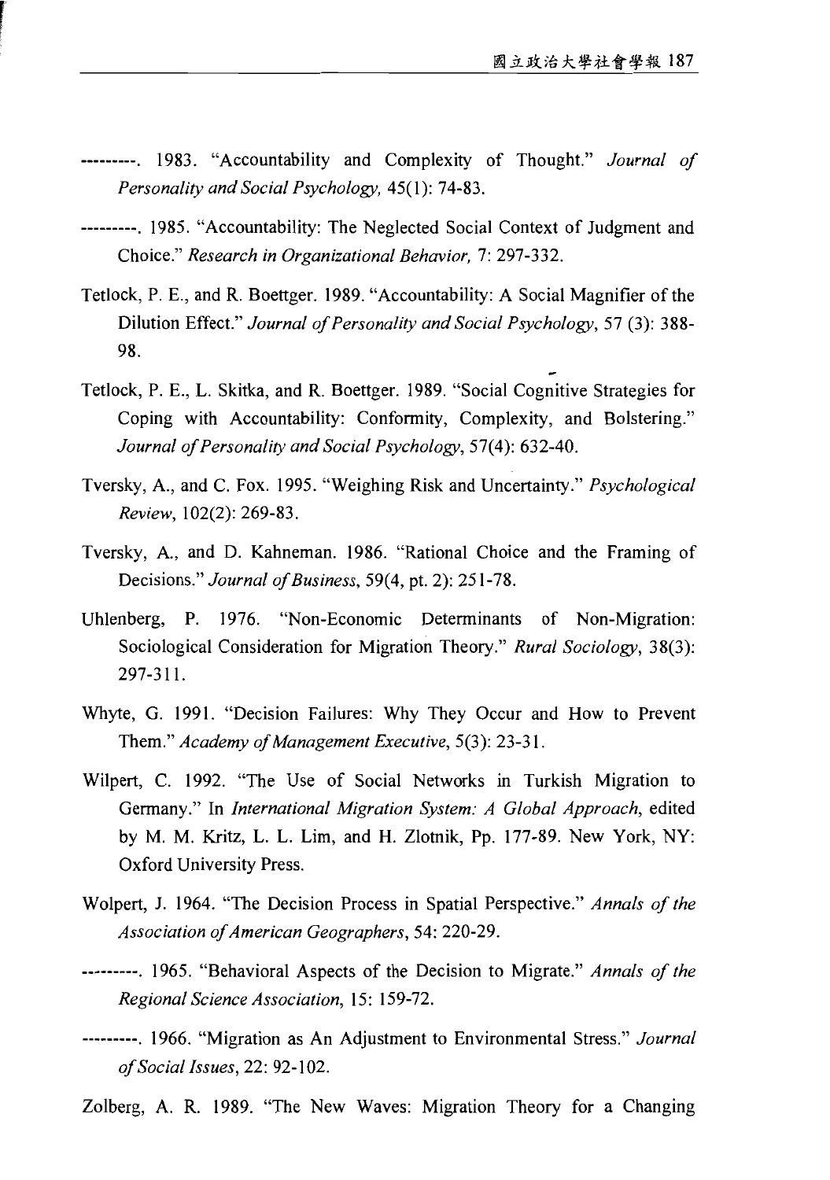---------. 1983. "Accountability and Complexity of Thought." *Journal of Personality and Social Psychology,* 45(1): 74-83.

---------. 1985. "Accountability: The Neglected Social Context of Judgment and Choice." *Research in Organizational Behavior,* 7: 297-332.

Tetlock, P. E., and R. Boettger. 1989. "Accountability: A Social Magnifier of the Dilution Effect." *Journal of Personality and Social Psychology*, 57 (3): 388-98.

Tetlock, P. E., L. Skitka, and R. Boettger. 1989. "Social Cognitive Strategies for Coping with Accountability: Conformity, Complexity, and Bolstering." *Journal of Personality and Social Psychology*, 57(4): 632-40.

Tversky, A., and C. Fox. 1995. "Weighing Risk and Uncertainty." *Psychological Review*, 102(2): 269-83.

Tversky, A., and D. Kahneman. 1986. "Rational Choice and the Framing of Decisions." *Journal of Business*, 59(4, pt. 2): 251-78.

Uhlenberg, P. 1976. "Non-Economic Determinants of Non-Migration: Sociological Consideration for Migration Theory." *Rural Sociology*, 38(3): 297-311.

Whyte, G. 1991. "Decision Failures: Why They Occur and How to Prevent Them." *Academy of Management Executive*, 5(3): 23-31.

Wilpert, C. 1992. "The Use of Social Networks in Turkish Migration to Germany." In *International Migration System: A Global Approach*, edited by M. M. Kritz, L. L. Lim, and H. Zlotnik, Pp. 177-89. New York, NY: Oxford University Press.

Wolpert, J. 1964. "The Decision Process in Spatial Perspective." *Annals of the Association of American Geographers*, 54: 220-29.

---------. 1965. "Behavioral Aspects of the Decision to Migrate." *Annals of the Regional Science Association,* 15: 159-72.

---------. 1966. "Migration as An Adjustment to Environmental Stress." *Journal of Social Issues*, 22: 92-102.

Zolberg, A. R. 1989. "The New Waves: Migration Theory for a Changing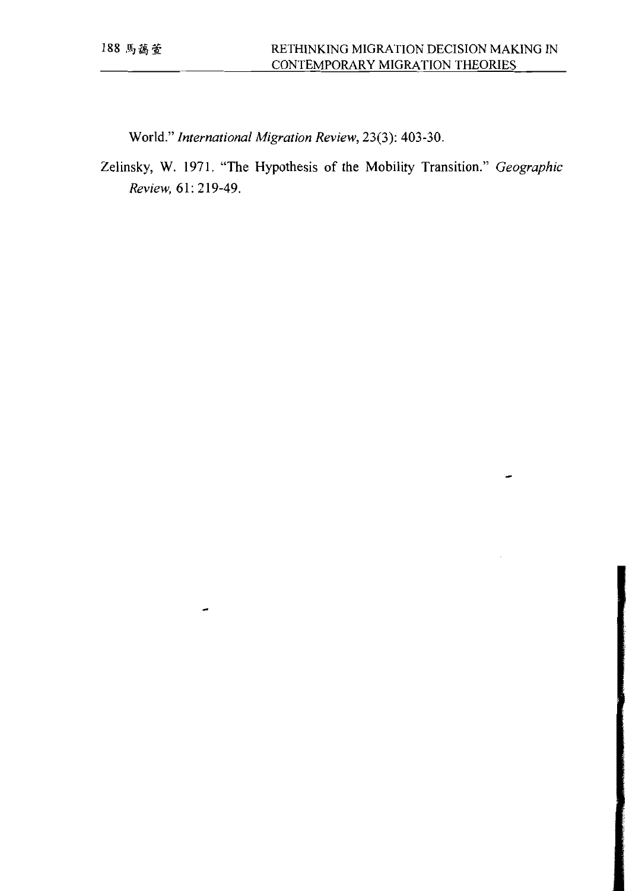World." *International Migration Review*, 23(3): 403-30.

Zelinsky, W. 1971. "The Hypothesis of the Mobility Transition." *Geographic Review*, 61: 219-49.